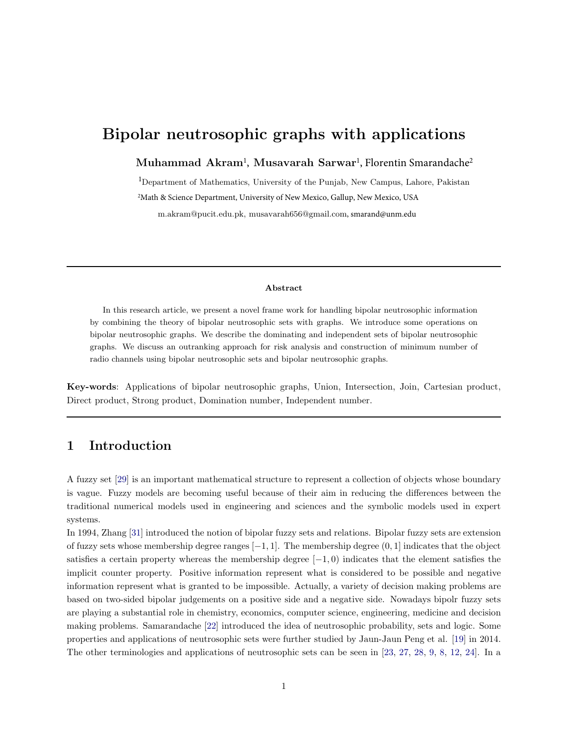# Bipolar neutrosophic graphs with applications

**Muhammad Akram**[1], **Musavarah Sarwar**[1], Florentin Smarandache[2]

[1]Department of Mathematics, University of the Punjab, New Campus, Lahore, Pakistan

[2]Math & Science Department, University of New Mexico, Gallup, New Mexico, USA

m.akram@pucit.edu.pk, musavarah656@gmail.com, smarand@unm.edu

---

**Abstract**

In this research article, we present a novel frame work for handling bipolar neutrosophic information by combining the theory of bipolar neutrosophic sets with graphs. We introduce some operations on bipolar neutrosophic graphs. We describe the dominating and independent sets of bipolar neutrosophic graphs. We discuss an outranking approach for risk analysis and construction of minimum number of radio channels using bipolar neutrosophic sets and bipolar neutrosophic graphs.

**Key-words**: Applications of bipolar neutrosophic graphs, Union, Intersection, Join, Cartesian product, Direct product, Strong product, Domination number, Independent number.

---

## 1 Introduction

A fuzzy set [29] is an important mathematical structure to represent a collection of objects whose boundary is vague. Fuzzy models are becoming useful because of their aim in reducing the differences between the traditional numerical models used in engineering and sciences and the symbolic models used in expert systems.

In 1994, Zhang [31] introduced the notion of bipolar fuzzy sets and relations. Bipolar fuzzy sets are extension of fuzzy sets whose membership degree ranges $[-1, 1]$. The membership degree $(0, 1]$ indicates that the object satisfies a certain property whereas the membership degree $[-1, 0)$ indicates that the element satisfies the implicit counter property. Positive information represent what is considered to be possible and negative information represent what is granted to be impossible. Actually, a variety of decision making problems are based on two-sided bipolar judgements on a positive side and a negative side. Nowadays bipolr fuzzy sets are playing a substantial role in chemistry, economics, computer science, engineering, medicine and decision making problems. Samarandache [22] introduced the idea of neutrosophic probability, sets and logic. Some properties and applications of neutrosophic sets were further studied by Jaun-Jaun Peng et al. [19] in 2014. The other terminologies and applications of neutrosophic sets can be seen in [23, 27, 28, 9, 8, 12, 24]. In a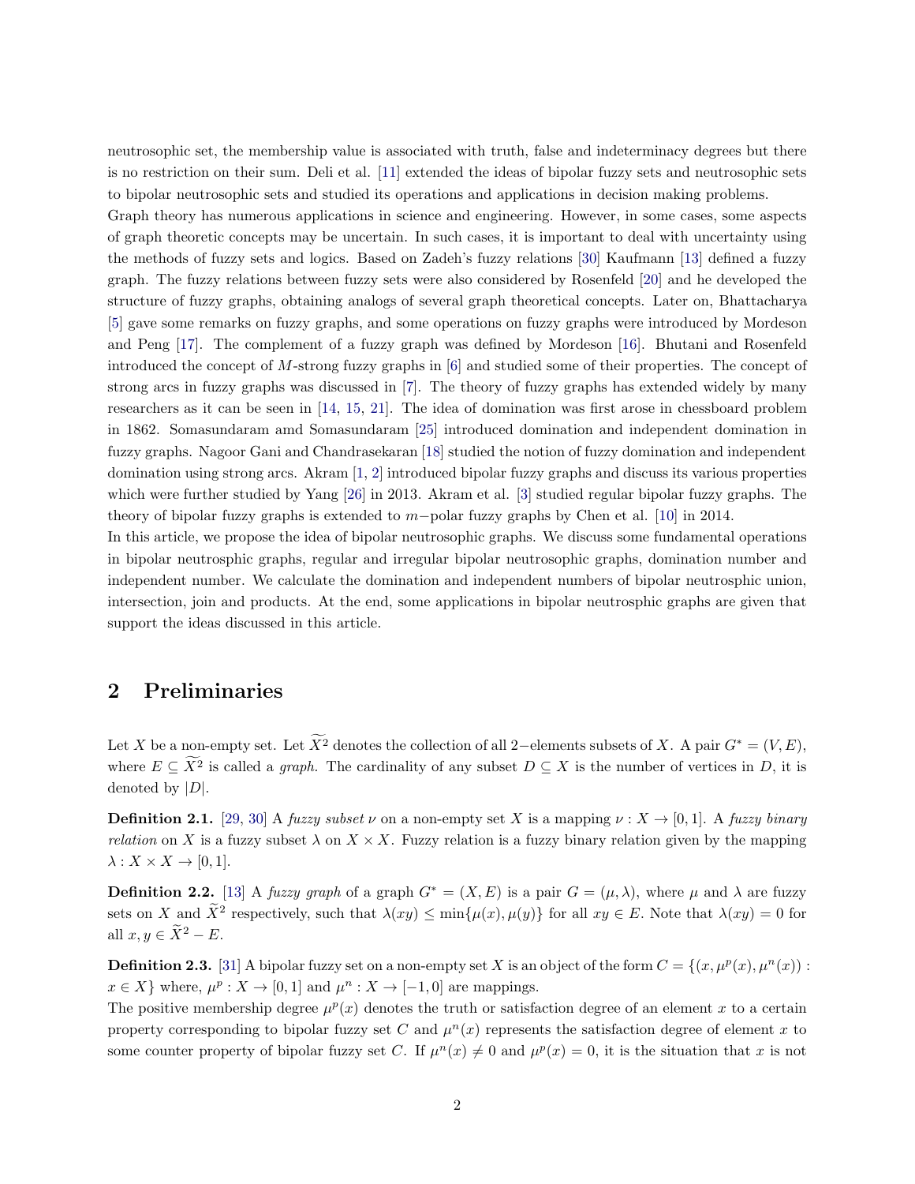neutrosophic set, the membership value is associated with truth, false and indeterminacy degrees but there is no restriction on their sum. Deli et al. [11] extended the ideas of bipolar fuzzy sets and neutrosophic sets to bipolar neutrosophic sets and studied its operations and applications in decision making problems.

Graph theory has numerous applications in science and engineering. However, in some cases, some aspects of graph theoretic concepts may be uncertain. In such cases, it is important to deal with uncertainty using the methods of fuzzy sets and logics. Based on Zadeh's fuzzy relations [30] Kaufmann [13] defined a fuzzy graph. The fuzzy relations between fuzzy sets were also considered by Rosenfeld [20] and he developed the structure of fuzzy graphs, obtaining analogs of several graph theoretical concepts. Later on, Bhattacharya [5] gave some remarks on fuzzy graphs, and some operations on fuzzy graphs were introduced by Mordeson and Peng [17]. The complement of a fuzzy graph was defined by Mordeson [16]. Bhutani and Rosenfeld introduced the concept of $M$-strong fuzzy graphs in [6] and studied some of their properties. The concept of strong arcs in fuzzy graphs was discussed in [7]. The theory of fuzzy graphs has extended widely by many researchers as it can be seen in [14, 15, 21]. The idea of domination was first arose in chessboard problem in 1862. Somasundaram amd Somasundaram [25] introduced domination and independent domination in fuzzy graphs. Nagoor Gani and Chandrasekaran [18] studied the notion of fuzzy domination and independent domination using strong arcs. Akram [1, 2] introduced bipolar fuzzy graphs and discuss its various properties which were further studied by Yang [26] in 2013. Akram et al. [3] studied regular bipolar fuzzy graphs. The theory of bipolar fuzzy graphs is extended to $m-$polar fuzzy graphs by Chen et al. [10] in 2014.

In this article, we propose the idea of bipolar neutrosophic graphs. We discuss some fundamental operations in bipolar neutrosphic graphs, regular and irregular bipolar neutrosophic graphs, domination number and independent number. We calculate the domination and independent numbers of bipolar neutrosphic union, intersection, join and products. At the end, some applications in bipolar neutrosphic graphs are given that support the ideas discussed in this article.

## 2 Preliminaries

Let $X$ be a non-empty set. Let $\widetilde{X}^2$ denotes the collection of all $2-$elements subsets of $X$. A pair $G^* = (V, E)$, where $E \subseteq \widetilde{X}^2$ is called a *graph*. The cardinality of any subset $D \subseteq X$ is the number of vertices in $D$, it is denoted by $|D|$.

**Definition 2.1.** [29, 30] A *fuzzy subset* $\nu$ on a non-empty set $X$ is a mapping $\nu : X \to [0, 1]$. A *fuzzy binary relation* on $X$ is a fuzzy subset $\lambda$ on $X \times X$. Fuzzy relation is a fuzzy binary relation given by the mapping $\lambda : X \times X \to [0, 1]$.

**Definition 2.2.** [13] A *fuzzy graph* of a graph $G^* = (X, E)$ is a pair $G = (\mu, \lambda)$, where $\mu$ and $\lambda$ are fuzzy sets on $X$ and $\widetilde{X}^2$ respectively, such that $\lambda(xy) \leq \min\{\mu(x), \mu(y)\}$ for all $xy \in E$. Note that $\lambda(xy) = 0$ for all $x, y \in \widetilde{X}^2 - E$.

**Definition 2.3.** [31] A bipolar fuzzy set on a non-empty set $X$ is an object of the form $C = \{(x, \mu^p(x), \mu^n(x)) : x \in X\}$ where, $\mu^p : X \to [0, 1]$ and $\mu^n : X \to [-1, 0]$ are mappings.

The positive membership degree $\mu^p(x)$ denotes the truth or satisfaction degree of an element $x$ to a certain property corresponding to bipolar fuzzy set $C$ and $\mu^n(x)$ represents the satisfaction degree of element $x$ to some counter property of bipolar fuzzy set $C$. If $\mu^n(x) \neq 0$ and $\mu^p(x) = 0$, it is the situation that $x$ is not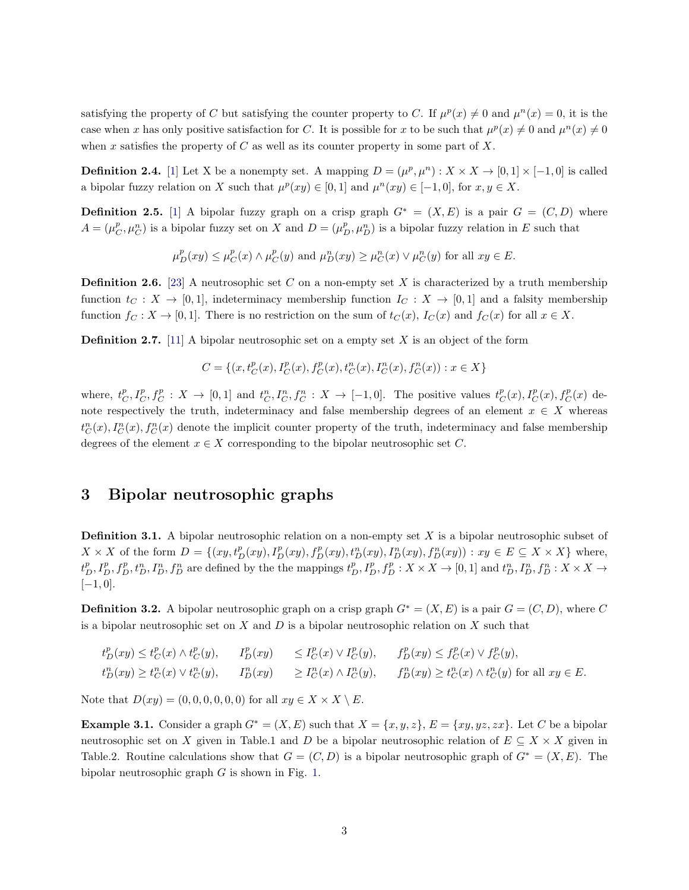satisfying the property of $C$ but satisfying the counter property to $C$. If $\mu^p(x) \neq 0$ and $\mu^n(x) = 0$, it is the case when $x$ has only positive satisfaction for $C$. It is possible for $x$ to be such that $\mu^p(x) \neq 0$ and $\mu^n(x) \neq 0$ when $x$ satisfies the property of $C$ as well as its counter property in some part of $X$.

**Definition 2.4.** [1] Let X be a nonempty set. A mapping $D = (\mu^p, \mu^n) : X \times X \to [0,1] \times [-1,0]$ is called a bipolar fuzzy relation on $X$ such that $\mu^p(xy) \in [0,1]$ and $\mu^n(xy) \in [-1,0]$, for $x, y \in X$.

**Definition 2.5.** [1] A bipolar fuzzy graph on a crisp graph $G^* = (X, E)$ is a pair $G = (C, D)$ where $A = (\mu^p_C, \mu^n_C)$ is a bipolar fuzzy set on $X$ and $D = (\mu^p_D, \mu^n_D)$ is a bipolar fuzzy relation in $E$ such that

$$\mu^p_D(xy) \leq \mu^p_C(x) \wedge \mu^p_C(y) \text{ and } \mu^n_D(xy) \geq \mu^n_C(x) \vee \mu^n_C(y) \text{ for all } xy \in E.$$

**Definition 2.6.** [23] A neutrosophic set $C$ on a non-empty set $X$ is characterized by a truth membership function $t_C : X \to [0,1]$, indeterminacy membership function $I_C : X \to [0,1]$ and a falsity membership function $f_C : X \to [0,1]$. There is no restriction on the sum of $t_C(x)$, $I_C(x)$ and $f_C(x)$ for all $x \in X$.

**Definition 2.7.** [11] A bipolar neutrosophic set on a empty set $X$ is an object of the form

$$C = \{(x, t^p_C(x), I^p_C(x), f^p_C(x), t^n_C(x), I^n_C(x), f^n_C(x)) : x \in X\}$$

where, $t^p_C, I^p_C, f^p_C : X \to [0,1]$ and $t^n_C, I^n_C, f^n_C : X \to [-1,0]$. The positive values $t^p_C(x), I^p_C(x), f^p_C(x)$ denote respectively the truth, indeterminacy and false membership degrees of an element $x \in X$ whereas $t^n_C(x), I^n_C(x), f^n_C(x)$ denote the implicit counter property of the truth, indeterminacy and false membership degrees of the element $x \in X$ corresponding to the bipolar neutrosophic set $C$.

## 3 Bipolar neutrosophic graphs

**Definition 3.1.** A bipolar neutrosophic relation on a non-empty set $X$ is a bipolar neutrosophic subset of $X \times X$ of the form $D = \{(xy, t^p_D(xy), I^p_D(xy), f^p_D(xy), t^n_D(xy), I^n_D(xy), f^n_D(xy)) : xy \in E \subseteq X \times X\}$ where, $t^p_D, I^p_D, f^p_D, t^n_D, I^n_D, f^n_D$ are defined by the the mappings $t^p_D, I^p_D, f^p_D : X \times X \to [0,1]$ and $t^n_D, I^n_D, f^n_D : X \times X \to [-1,0]$.

**Definition 3.2.** A bipolar neutrosophic graph on a crisp graph $G^* = (X, E)$ is a pair $G = (C, D)$, where $C$ is a bipolar neutrosophic set on $X$ and $D$ is a bipolar neutrosophic relation on $X$ such that

$$\begin{aligned}
&t^p_D(xy) \leq t^p_C(x) \wedge t^p_C(y), \quad && I^p_D(xy) \leq I^p_C(x) \vee I^p_C(y), \quad && f^p_D(xy) \leq f^p_C(x) \vee f^p_C(y),\\
&t^n_D(xy) \geq t^n_C(x) \vee t^n_C(y), \quad && I^n_D(xy) \geq I^n_C(x) \wedge I^n_C(y), \quad && f^n_D(xy) \geq t^n_C(x) \wedge t^n_C(y) \text{ for all } xy \in E.
\end{aligned}$$

Note that $D(xy) = (0,0,0,0,0,0)$ for all $xy \in X \times X \setminus E$.

**Example 3.1.** Consider a graph $G^* = (X, E)$ such that $X = \{x, y, z\}$, $E = \{xy, yz, zx\}$. Let $C$ be a bipolar neutrosophic set on $X$ given in Table.1 and $D$ be a bipolar neutrosophic relation of $E \subseteq X \times X$ given in Table.2. Routine calculations show that $G = (C, D)$ is a bipolar neutrosophic graph of $G^* = (X, E)$. The bipolar neutrosophic graph $G$ is shown in Fig. 1.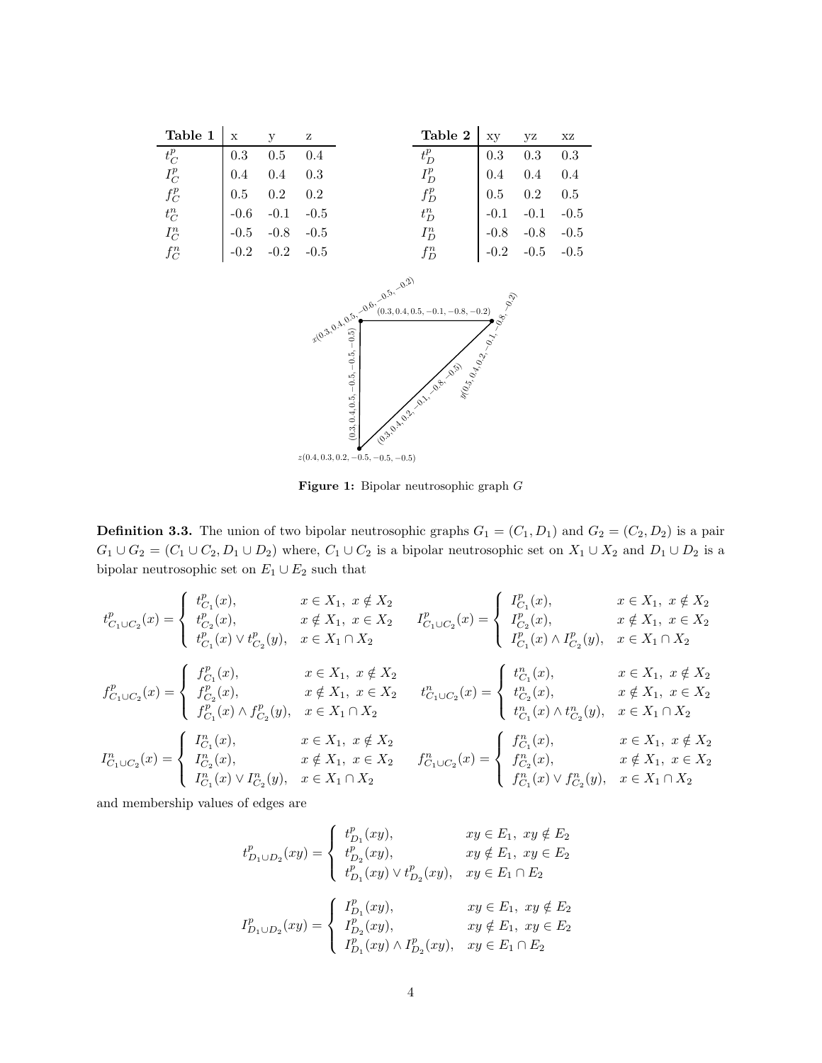| Table 1 | x | y | z |
|---|---|---|---|
| $t^p_C$ | 0.3 | 0.5 | 0.4 |
| $I^p_C$ | 0.4 | 0.4 | 0.3 |
| $f^p_C$ | 0.5 | 0.2 | 0.2 |
| $t^n_C$ | -0.6 | -0.1 | -0.5 |
| $I^n_C$ | -0.5 | -0.8 | -0.5 |
| $f^n_C$ | -0.2 | -0.2 | -0.5 |

| Table 2 | xy | yz | xz |
|---|---|---|---|
| $t^p_D$ | 0.3 | 0.3 | 0.3 |
| $I^p_D$ | 0.4 | 0.4 | 0.4 |
| $f^p_D$ | 0.5 | 0.2 | 0.5 |
| $t^n_D$ | -0.1 | -0.1 | -0.5 |
| $I^n_D$ | -0.8 | -0.8 | -0.5 |
| $f^n_D$ | -0.2 | -0.5 | -0.5 |

**Figure 1:** Bipolar neutrosophic graph $G$

**Definition 3.3.** The union of two bipolar neutrosophic graphs $G_1 = (C_1, D_1)$ and $G_2 = (C_2, D_2)$ is a pair $G_1 \cup G_2 = (C_1 \cup C_2, D_1 \cup D_2)$ where, $C_1 \cup C_2$ is a bipolar neutrosophic set on $X_1 \cup X_2$ and $D_1 \cup D_2$ is a bipolar neutrosophic set on $E_1 \cup E_2$ such that

$$t^p_{C_1\cup C_2}(x) = \begin{cases} t^p_{C_1}(x), & x \in X_1,\ x \notin X_2 \\ t^p_{C_2}(x), & x \notin X_1,\ x \in X_2 \\ t^p_{C_1}(x) \vee t^p_{C_2}(y), & x \in X_1 \cap X_2 \end{cases} \qquad I^p_{C_1\cup C_2}(x) = \begin{cases} I^p_{C_1}(x), & x \in X_1,\ x \notin X_2 \\ I^p_{C_2}(x), & x \notin X_1,\ x \in X_2 \\ I^p_{C_1}(x) \wedge I^p_{C_2}(y), & x \in X_1 \cap X_2 \end{cases}$$

$$f^p_{C_1\cup C_2}(x) = \begin{cases} f^p_{C_1}(x), & x \in X_1,\ x \notin X_2 \\ f^p_{C_2}(x), & x \notin X_1,\ x \in X_2 \\ f^p_{C_1}(x) \wedge f^p_{C_2}(y), & x \in X_1 \cap X_2 \end{cases} \qquad t^n_{C_1\cup C_2}(x) = \begin{cases} t^n_{C_1}(x), & x \in X_1,\ x \notin X_2 \\ t^n_{C_2}(x), & x \notin X_1,\ x \in X_2 \\ t^n_{C_1}(x) \wedge t^n_{C_2}(y), & x \in X_1 \cap X_2 \end{cases}$$

$$I^n_{C_1\cup C_2}(x) = \begin{cases} I^n_{C_1}(x), & x \in X_1,\ x \notin X_2 \\ I^n_{C_2}(x), & x \notin X_1,\ x \in X_2 \\ I^n_{C_1}(x) \vee I^n_{C_2}(y), & x \in X_1 \cap X_2 \end{cases} \qquad f^n_{C_1\cup C_2}(x) = \begin{cases} f^n_{C_1}(x), & x \in X_1,\ x \notin X_2 \\ f^n_{C_2}(x), & x \notin X_1,\ x \in X_2 \\ f^n_{C_1}(x) \vee f^n_{C_2}(y), & x \in X_1 \cap X_2 \end{cases}$$

and membership values of edges are

$$t^p_{D_1\cup D_2}(xy) = \begin{cases} t^p_{D_1}(xy), & xy \in E_1,\ xy \notin E_2 \\ t^p_{D_2}(xy), & xy \notin E_1,\ xy \in E_2 \\ t^p_{D_1}(xy) \vee t^p_{D_2}(xy), & xy \in E_1 \cap E_2 \end{cases}$$

$$I^p_{D_1\cup D_2}(xy) = \begin{cases} I^p_{D_1}(xy), & xy \in E_1,\ xy \notin E_2 \\ I^p_{D_2}(xy), & xy \notin E_1,\ xy \in E_2 \\ I^p_{D_1}(xy) \wedge I^p_{D_2}(xy), & xy \in E_1 \cap E_2 \end{cases}$$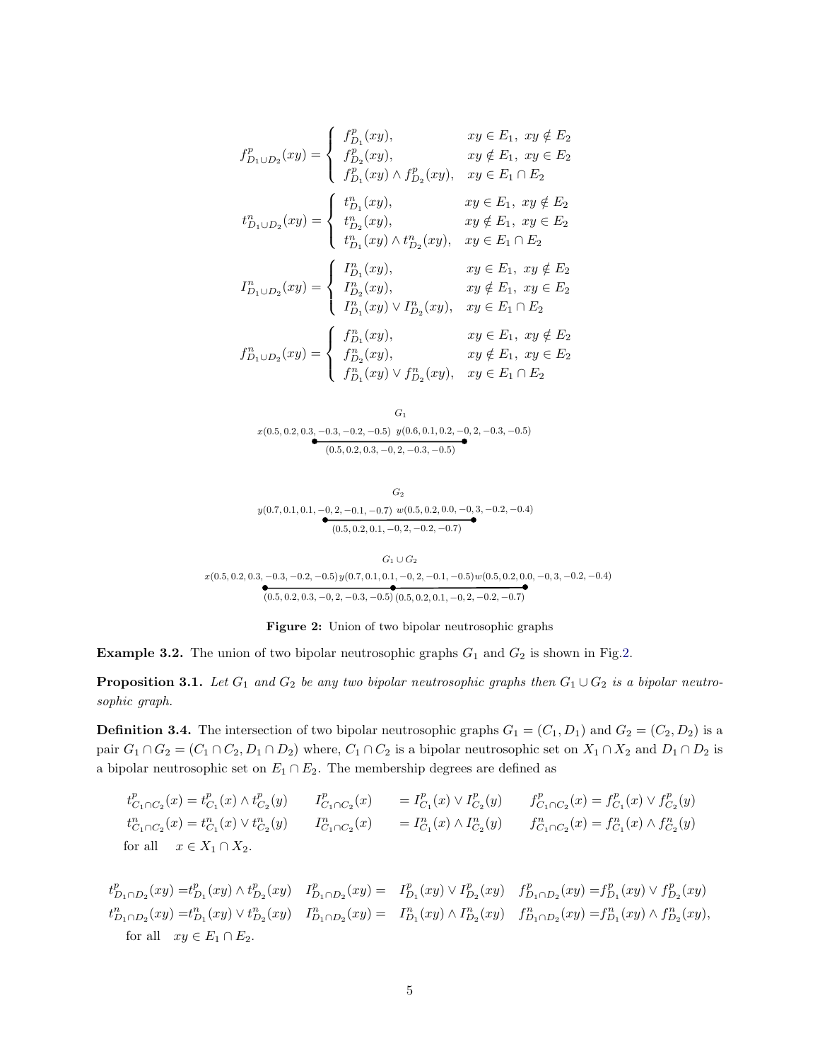$$
f^p_{D_1\cup D_2}(xy) = \begin{cases} f^p_{D_1}(xy), & xy \in E_1,\ xy \notin E_2 \\ f^p_{D_2}(xy), & xy \notin E_1,\ xy \in E_2 \\ f^p_{D_1}(xy) \wedge f^p_{D_2}(xy), & xy \in E_1 \cap E_2 \end{cases}
$$

$$
t^n_{D_1\cup D_2}(xy) = \begin{cases} t^n_{D_1}(xy), & xy \in E_1,\ xy \notin E_2 \\ t^n_{D_2}(xy), & xy \notin E_1,\ xy \in E_2 \\ t^n_{D_1}(xy) \wedge t^n_{D_2}(xy), & xy \in E_1 \cap E_2 \end{cases}
$$

$$
I^n_{D_1\cup D_2}(xy) = \begin{cases} I^n_{D_1}(xy), & xy \in E_1,\ xy \notin E_2 \\ I^n_{D_2}(xy), & xy \notin E_1,\ xy \in E_2 \\ I^n_{D_1}(xy) \vee I^n_{D_2}(xy), & xy \in E_1 \cap E_2 \end{cases}
$$

$$
f^n_{D_1\cup D_2}(xy) = \begin{cases} f^n_{D_1}(xy), & xy \in E_1,\ xy \notin E_2 \\ f^n_{D_2}(xy), & xy \notin E_1,\ xy \in E_2 \\ f^n_{D_1}(xy) \vee f^n_{D_2}(xy), & xy \in E_1 \cap E_2 \end{cases}
$$

$G_1$

$x(0.5, 0.2, 0.3, -0.3, -0.2, -0.5)$ $y(0.6, 0.1, 0.2, -0, 2, -0.3, -0.5)$

$(0.5, 0.2, 0.3, -0, 2, -0.3, -0.5)$

$G_2$

$y(0.7, 0.1, 0.1, -0, 2, -0.1, -0.7)$ $w(0.5, 0.2, 0.0, -0, 3, -0.2, -0.4)$

$(0.5, 0.2, 0.1, -0, 2, -0.2, -0.7)$

$G_1 \cup G_2$

$x(0.5, 0.2, 0.3, -0.3, -0.2, -0.5)$ $y(0.7, 0.1, 0.1, -0, 2, -0.1, -0.5)$ $w(0.5, 0.2, 0.0, -0, 3, -0.2, -0.4)$

$(0.5, 0.2, 0.3, -0, 2, -0.3, -0.5)$ $(0.5, 0.2, 0.1, -0, 2, -0.2, -0.7)$

**Figure 2:** Union of two bipolar neutrosophic graphs

**Example 3.2.** The union of two bipolar neutrosophic graphs $G_1$ and $G_2$ is shown in Fig.2.

**Proposition 3.1.** *Let $G_1$ and $G_2$ be any two bipolar neutrosophic graphs then $G_1 \cup G_2$ is a bipolar neutrosophic graph.*

**Definition 3.4.** The intersection of two bipolar neutrosophic graphs $G_1 = (C_1, D_1)$ and $G_2 = (C_2, D_2)$ is a pair $G_1 \cap G_2 = (C_1 \cap C_2, D_1 \cap D_2)$ where, $C_1 \cap C_2$ is a bipolar neutrosophic set on $X_1 \cap X_2$ and $D_1 \cap D_2$ is a bipolar neutrosophic set on $E_1 \cap E_2$. The membership degrees are defined as

$$
\begin{array}{lll}
t^p_{C_1\cap C_2}(x) = t^p_{C_1}(x) \wedge t^p_{C_2}(y) & I^p_{C_1\cap C_2}(x) = I^p_{C_1}(x) \vee I^p_{C_2}(y) & f^p_{C_1\cap C_2}(x) = f^p_{C_1}(x) \vee f^p_{C_2}(y) \\
t^n_{C_1\cap C_2}(x) = t^n_{C_1}(x) \vee t^n_{C_2}(y) & I^n_{C_1\cap C_2}(x) = I^n_{C_1}(x) \wedge I^n_{C_2}(y) & f^n_{C_1\cap C_2}(x) = f^n_{C_1}(x) \wedge f^n_{C_2}(y)
\end{array}
$$

for all $x \in X_1 \cap X_2$.

$$
\begin{array}{lll}
t^p_{D_1\cap D_2}(xy) = t^p_{D_1}(xy) \wedge t^p_{D_2}(xy) & I^p_{D_1\cap D_2}(xy) = I^p_{D_1}(xy) \vee I^p_{D_2}(xy) & f^p_{D_1\cap D_2}(xy) = f^p_{D_1}(xy) \vee f^p_{D_2}(xy) \\
t^n_{D_1\cap D_2}(xy) = t^n_{D_1}(xy) \vee t^n_{D_2}(xy) & I^n_{D_1\cap D_2}(xy) = I^n_{D_1}(xy) \wedge I^n_{D_2}(xy) & f^n_{D_1\cap D_2}(xy) = f^n_{D_1}(xy) \wedge f^n_{D_2}(xy),
\end{array}
$$

for all $xy \in E_1 \cap E_2$.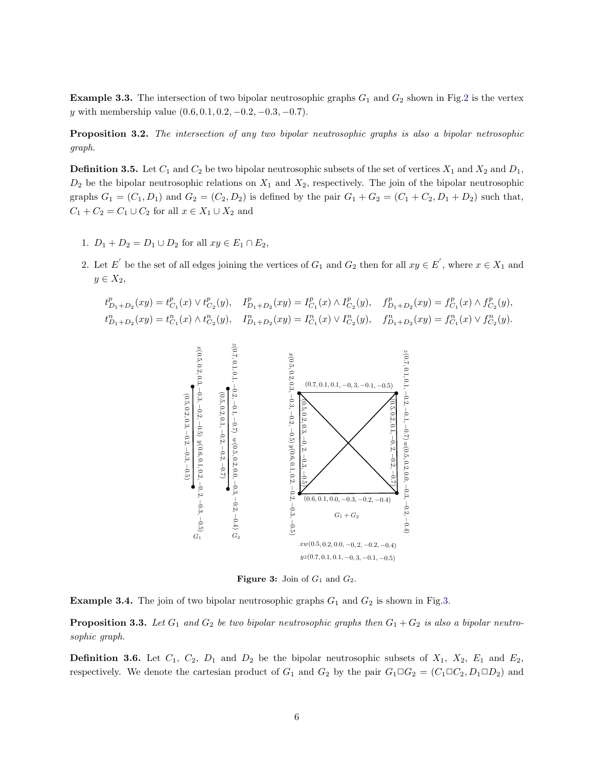**Example 3.3.** The intersection of two bipolar neutrosophic graphs $G_1$ and $G_2$ shown in Fig.2 is the vertex $y$ with membership value $(0.6, 0.1, 0.2, -0.2, -0.3, -0.7)$.

**Proposition 3.2.** *The intersection of any two bipolar neutrosophic graphs is also a bipolar netrosophic graph.*

**Definition 3.5.** Let $C_1$ and $C_2$ be two bipolar neutrosophic subsets of the set of vertices $X_1$ and $X_2$ and $D_1$, $D_2$ be the bipolar neutrosophic relations on $X_1$ and $X_2$, respectively. The join of the bipolar neutrosophic graphs $G_1 = (C_1, D_1)$ and $G_2 = (C_2, D_2)$ is defined by the pair $G_1 + G_2 = (C_1 + C_2, D_1 + D_2)$ such that, $C_1 + C_2 = C_1 \cup C_2$ for all $x \in X_1 \cup X_2$ and

1. $D_1 + D_2 = D_1 \cup D_2$ for all $xy \in E_1 \cap E_2$,
2. Let $E^{'}$ be the set of all edges joining the vertices of $G_1$ and $G_2$ then for all $xy \in E^{'}$, where $x \in X_1$ and $y \in X_2$,

$$t^p_{D_1+D_2}(xy) = t^p_{C_1}(x) \vee t^p_{C_2}(y), \quad I^p_{D_1+D_2}(xy) = I^p_{C_1}(x) \wedge I^p_{C_2}(y), \quad f^p_{D_1+D_2}(xy) = f^p_{C_1}(x) \wedge f^p_{C_2}(y),$$
$$t^n_{D_1+D_2}(xy) = t^n_{C_1}(x) \wedge t^n_{C_2}(y), \quad I^n_{D_1+D_2}(xy) = I^n_{C_1}(x) \vee I^n_{C_2}(y), \quad f^n_{D_1+D_2}(xy) = f^n_{C_1}(x) \vee f^n_{C_2}(y).$$

$xw(0.5, 0.2, 0.0, -0, 2, -0.2, -0.4)$

$yz(0.7, 0.1, 0.1, -0, 3, -0.1, -0.5)$

**Figure 3:** Join of $G_1$ and $G_2$.

**Example 3.4.** The join of two bipolar neutrosophic graphs $G_1$ and $G_2$ is shown in Fig.3.

**Proposition 3.3.** *Let $G_1$ and $G_2$ be two bipolar neutrosophic graphs then $G_1 + G_2$ is also a bipolar neutrosophic graph.*

**Definition 3.6.** Let $C_1$, $C_2$, $D_1$ and $D_2$ be the bipolar neutrosophic subsets of $X_1$, $X_2$, $E_1$ and $E_2$, respectively. We denote the cartesian product of $G_1$ and $G_2$ by the pair $G_1 \square G_2 = (C_1 \square C_2, D_1 \square D_2)$ and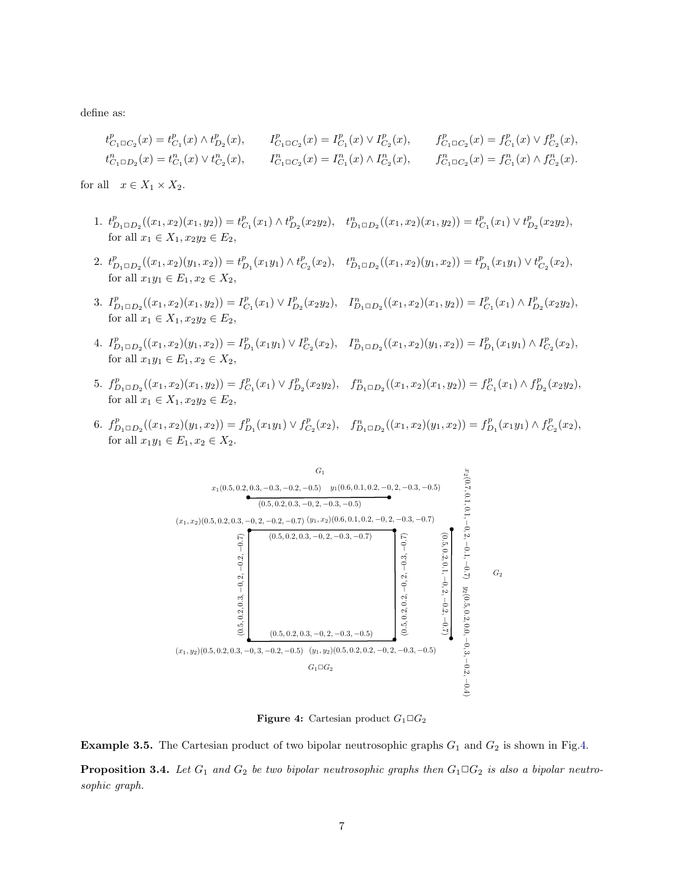define as:

$$t^p_{C_1\Box C_2}(x) = t^p_{C_1}(x) \wedge t^p_{D_2}(x), \qquad I^p_{C_1\Box C_2}(x) = I^p_{C_1}(x) \vee I^p_{C_2}(x), \qquad f^p_{C_1\Box C_2}(x) = f^p_{C_1}(x) \vee f^p_{C_2}(x),$$
$$t^n_{C_1\Box D_2}(x) = t^n_{C_1}(x) \vee t^n_{C_2}(x), \qquad I^n_{C_1\Box C_2}(x) = I^n_{C_1}(x) \wedge I^n_{C_2}(x), \qquad f^n_{C_1\Box C_2}(x) = f^n_{C_1}(x) \wedge f^n_{C_2}(x).$$

for all $\quad x \in X_1 \times X_2$.

1. $t^p_{D_1\Box D_2}((x_1,x_2)(x_1,y_2)) = t^p_{C_1}(x_1) \wedge t^p_{D_2}(x_2y_2), \quad t^n_{D_1\Box D_2}((x_1,x_2)(x_1,y_2)) = t^p_{C_1}(x_1) \vee t^p_{D_2}(x_2y_2),$ for all $x_1 \in X_1, x_2y_2 \in E_2$,
2. $t^p_{D_1\Box D_2}((x_1,x_2)(y_1,x_2)) = t^p_{D_1}(x_1y_1) \wedge t^p_{C_2}(x_2), \quad t^n_{D_1\Box D_2}((x_1,x_2)(y_1,x_2)) = t^p_{D_1}(x_1y_1) \vee t^p_{C_2}(x_2),$ for all $x_1y_1 \in E_1, x_2 \in X_2$,
3. $I^p_{D_1\Box D_2}((x_1,x_2)(x_1,y_2)) = I^p_{C_1}(x_1) \vee I^p_{D_2}(x_2y_2), \quad I^n_{D_1\Box D_2}((x_1,x_2)(x_1,y_2)) = I^p_{C_1}(x_1) \wedge I^p_{D_2}(x_2y_2),$ for all $x_1 \in X_1, x_2y_2 \in E_2$,
4. $I^p_{D_1\Box D_2}((x_1,x_2)(y_1,x_2)) = I^p_{D_1}(x_1y_1) \vee I^p_{C_2}(x_2), \quad I^n_{D_1\Box D_2}((x_1,x_2)(y_1,x_2)) = I^p_{D_1}(x_1y_1) \wedge I^p_{C_2}(x_2),$ for all $x_1y_1 \in E_1, x_2 \in X_2$,
5. $f^p_{D_1\Box D_2}((x_1,x_2)(x_1,y_2)) = f^p_{C_1}(x_1) \vee f^p_{D_2}(x_2y_2), \quad f^n_{D_1\Box D_2}((x_1,x_2)(x_1,y_2)) = f^p_{C_1}(x_1) \wedge f^p_{D_2}(x_2y_2),$ for all $x_1 \in X_1, x_2y_2 \in E_2$,
6. $f^p_{D_1\Box D_2}((x_1,x_2)(y_1,x_2)) = f^p_{D_1}(x_1y_1) \vee f^p_{C_2}(x_2), \quad f^n_{D_1\Box D_2}((x_1,x_2)(y_1,x_2)) = f^p_{D_1}(x_1y_1) \wedge f^p_{C_2}(x_2),$ for all $x_1y_1 \in E_1, x_2 \in X_2$.

$G_1$

$x_1(0.5, 0.2, 0.3, -0.3, -0.2, -0.5)$ $\quad y_1(0.6, 0.1, 0.2, -0, 2, -0.3, -0.5)$

$(0.5, 0.2, 0.3, -0, 2, -0.3, -0.5)$

$(x_1, x_2)(0.5, 0.2, 0.3, -0, 2, -0.2, -0.7)$ $\quad (y_1, x_2)(0.6, 0.1, 0.2, -0, 2, -0.3, -0.7)$

$(0.5, 0.2, 0.3, -0, 2, -0.3, -0.7)$

$(0.5, 0.2, 0.3, -0, 2, -0.2, -0.7)$ $\quad (0.5, 0.2, 0.2, -0, 2, -0.3, -0.7)$

$(0.5, 0.2, 0.3, -0, 2, -0.3, -0.5)$

$(x_1, y_2)(0.5, 0.2, 0.3, -0, 3, -0.2, -0.5)$ $\quad (y_1, y_2)(0.5, 0.2, 0.2, -0, 2, -0.3, -0.5)$

$G_1\Box G_2$

$x_2(0.7, 0.1, 0.1, -0.2, -0.1, -0.7)$ $\quad (0.5, 0.2, 0.1, -0.2, -0.2, -0.7)$ $\quad y_2(0.5, 0.2, 0.0, -0.3, -0.2, -0.4)$

$G_2$

**Figure 4:** Cartesian product $G_1\Box G_2$

**Example 3.5.** The Cartesian product of two bipolar neutrosophic graphs $G_1$ and $G_2$ is shown in Fig.4.

**Proposition 3.4.** *Let $G_1$ and $G_2$ be two bipolar neutrosophic graphs then $G_1\Box G_2$ is also a bipolar neutrosophic graph.*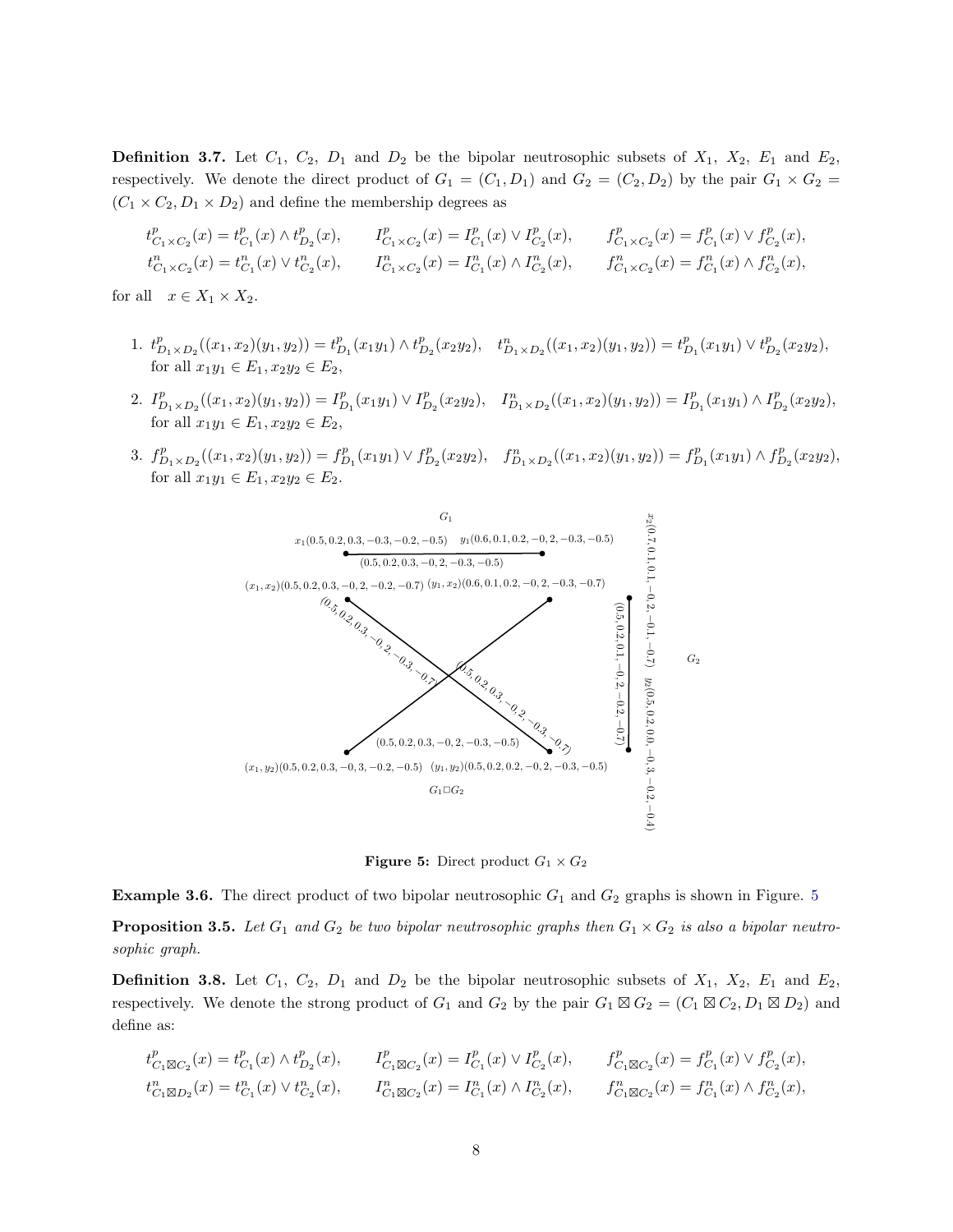**Definition 3.7.** Let $C_1$, $C_2$, $D_1$ and $D_2$ be the bipolar neutrosophic subsets of $X_1$, $X_2$, $E_1$ and $E_2$, respectively. We denote the direct product of $G_1 = (C_1, D_1)$ and $G_2 = (C_2, D_2)$ by the pair $G_1 \times G_2 = (C_1 \times C_2, D_1 \times D_2)$ and define the membership degrees as

$$t^p_{C_1 \times C_2}(x) = t^p_{C_1}(x) \wedge t^p_{D_2}(x), \qquad I^p_{C_1 \times C_2}(x) = I^p_{C_1}(x) \vee I^p_{C_2}(x), \qquad f^p_{C_1 \times C_2}(x) = f^p_{C_1}(x) \vee f^p_{C_2}(x),$$
$$t^n_{C_1 \times C_2}(x) = t^n_{C_1}(x) \vee t^n_{C_2}(x), \qquad I^n_{C_1 \times C_2}(x) = I^n_{C_1}(x) \wedge I^n_{C_2}(x), \qquad f^n_{C_1 \times C_2}(x) = f^n_{C_1}(x) \wedge f^n_{C_2}(x),$$

for all $x \in X_1 \times X_2$.

1. $t^p_{D_1 \times D_2}((x_1, x_2)(y_1, y_2)) = t^p_{D_1}(x_1y_1) \wedge t^p_{D_2}(x_2y_2)$, $\quad t^n_{D_1 \times D_2}((x_1, x_2)(y_1, y_2)) = t^p_{D_1}(x_1y_1) \vee t^p_{D_2}(x_2y_2)$, for all $x_1y_1 \in E_1, x_2y_2 \in E_2$,
2. $I^p_{D_1 \times D_2}((x_1, x_2)(y_1, y_2)) = I^p_{D_1}(x_1y_1) \vee I^p_{D_2}(x_2y_2)$, $\quad I^n_{D_1 \times D_2}((x_1, x_2)(y_1, y_2)) = I^p_{D_1}(x_1y_1) \wedge I^p_{D_2}(x_2y_2)$, for all $x_1y_1 \in E_1, x_2y_2 \in E_2$,
3. $f^p_{D_1 \times D_2}((x_1, x_2)(y_1, y_2)) = f^p_{D_1}(x_1y_1) \vee f^p_{D_2}(x_2y_2)$, $\quad f^n_{D_1 \times D_2}((x_1, x_2)(y_1, y_2)) = f^p_{D_1}(x_1y_1) \wedge f^p_{D_2}(x_2y_2)$, for all $x_1y_1 \in E_1, x_2y_2 \in E_2$.

**Figure 5:** Direct product $G_1 \times G_2$

**Example 3.6.** The direct product of two bipolar neutrosophic $G_1$ and $G_2$ graphs is shown in Figure. 5

**Proposition 3.5.** *Let $G_1$ and $G_2$ be two bipolar neutrosophic graphs then $G_1 \times G_2$ is also a bipolar neutrosophic graph.*

**Definition 3.8.** Let $C_1$, $C_2$, $D_1$ and $D_2$ be the bipolar neutrosophic subsets of $X_1$, $X_2$, $E_1$ and $E_2$, respectively. We denote the strong product of $G_1$ and $G_2$ by the pair $G_1 \boxtimes G_2 = (C_1 \boxtimes C_2, D_1 \boxtimes D_2)$ and define as:

$$t^p_{C_1 \boxtimes C_2}(x) = t^p_{C_1}(x) \wedge t^p_{D_2}(x), \qquad I^p_{C_1 \boxtimes C_2}(x) = I^p_{C_1}(x) \vee I^p_{C_2}(x), \qquad f^p_{C_1 \boxtimes C_2}(x) = f^p_{C_1}(x) \vee f^p_{C_2}(x),$$
$$t^n_{C_1 \boxtimes D_2}(x) = t^n_{C_1}(x) \vee t^n_{C_2}(x), \qquad I^n_{C_1 \boxtimes C_2}(x) = I^n_{C_1}(x) \wedge I^n_{C_2}(x), \qquad f^n_{C_1 \boxtimes C_2}(x) = f^n_{C_1}(x) \wedge f^n_{C_2}(x),$$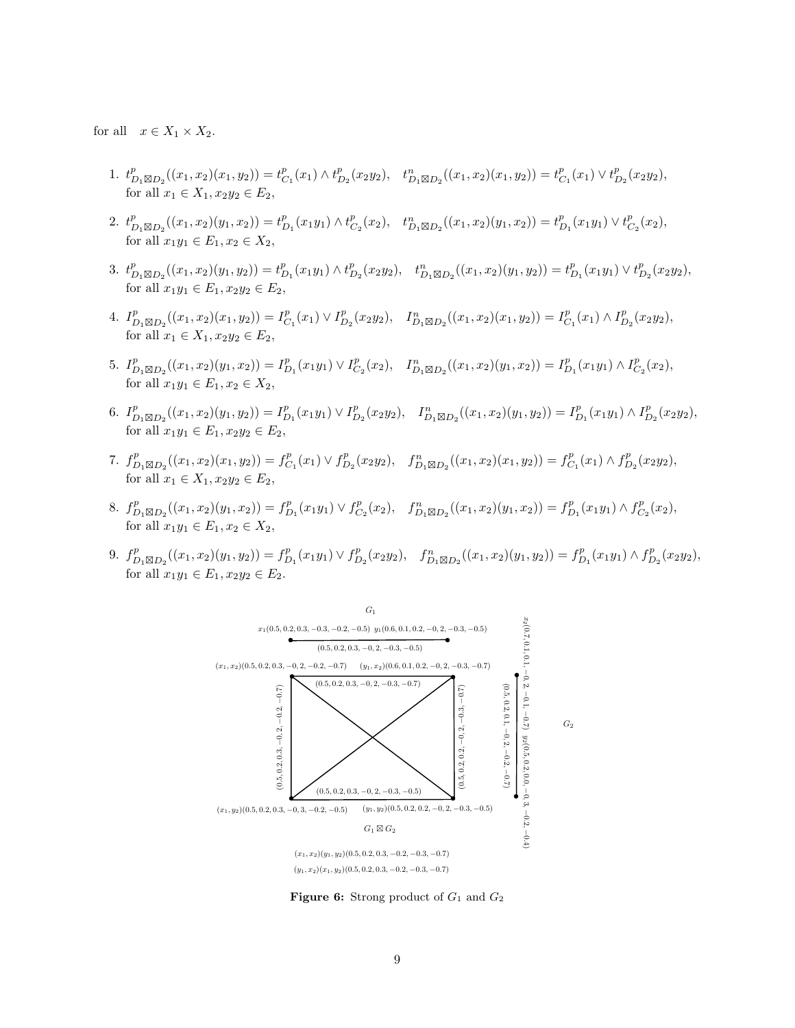for all $\quad x \in X_1 \times X_2$.

1. $t^p_{D_1 \boxtimes D_2}((x_1,x_2)(x_1,y_2)) = t^p_{C_1}(x_1) \wedge t^p_{D_2}(x_2y_2), \quad t^n_{D_1 \boxtimes D_2}((x_1,x_2)(x_1,y_2)) = t^p_{C_1}(x_1) \vee t^p_{D_2}(x_2y_2),$
   for all $x_1 \in X_1, x_2y_2 \in E_2$,

2. $t^p_{D_1 \boxtimes D_2}((x_1,x_2)(y_1,x_2)) = t^p_{D_1}(x_1y_1) \wedge t^p_{C_2}(x_2), \quad t^n_{D_1 \boxtimes D_2}((x_1,x_2)(y_1,x_2)) = t^p_{D_1}(x_1y_1) \vee t^p_{C_2}(x_2),$
   for all $x_1y_1 \in E_1, x_2 \in X_2$,

3. $t^p_{D_1 \boxtimes D_2}((x_1,x_2)(y_1,y_2)) = t^p_{D_1}(x_1y_1) \wedge t^p_{D_2}(x_2y_2), \quad t^n_{D_1 \boxtimes D_2}((x_1,x_2)(y_1,y_2)) = t^p_{D_1}(x_1y_1) \vee t^p_{D_2}(x_2y_2),$
   for all $x_1y_1 \in E_1, x_2y_2 \in E_2$,

4. $I^p_{D_1 \boxtimes D_2}((x_1,x_2)(x_1,y_2)) = I^p_{C_1}(x_1) \vee I^p_{D_2}(x_2y_2), \quad I^n_{D_1 \boxtimes D_2}((x_1,x_2)(x_1,y_2)) = I^p_{C_1}(x_1) \wedge I^p_{D_2}(x_2y_2),$
   for all $x_1 \in X_1, x_2y_2 \in E_2$,

5. $I^p_{D_1 \boxtimes D_2}((x_1,x_2)(y_1,x_2)) = I^p_{D_1}(x_1y_1) \vee I^p_{C_2}(x_2), \quad I^n_{D_1 \boxtimes D_2}((x_1,x_2)(y_1,x_2)) = I^p_{D_1}(x_1y_1) \wedge I^p_{C_2}(x_2),$
   for all $x_1y_1 \in E_1, x_2 \in X_2$,

6. $I^p_{D_1 \boxtimes D_2}((x_1,x_2)(y_1,y_2)) = I^p_{D_1}(x_1y_1) \vee I^p_{D_2}(x_2y_2), \quad I^n_{D_1 \boxtimes D_2}((x_1,x_2)(y_1,y_2)) = I^p_{D_1}(x_1y_1) \wedge I^p_{D_2}(x_2y_2),$
   for all $x_1y_1 \in E_1, x_2y_2 \in E_2$,

7. $f^p_{D_1 \boxtimes D_2}((x_1,x_2)(x_1,y_2)) = f^p_{C_1}(x_1) \vee f^p_{D_2}(x_2y_2), \quad f^n_{D_1 \boxtimes D_2}((x_1,x_2)(x_1,y_2)) = f^p_{C_1}(x_1) \wedge f^p_{D_2}(x_2y_2),$
   for all $x_1 \in X_1, x_2y_2 \in E_2$,

8. $f^p_{D_1 \boxtimes D_2}((x_1,x_2)(y_1,x_2)) = f^p_{D_1}(x_1y_1) \vee f^p_{C_2}(x_2), \quad f^n_{D_1 \boxtimes D_2}((x_1,x_2)(y_1,x_2)) = f^p_{D_1}(x_1y_1) \wedge f^p_{C_2}(x_2),$
   for all $x_1y_1 \in E_1, x_2 \in X_2$,

9. $f^p_{D_1 \boxtimes D_2}((x_1,x_2)(y_1,y_2)) = f^p_{D_1}(x_1y_1) \vee f^p_{D_2}(x_2y_2), \quad f^n_{D_1 \boxtimes D_2}((x_1,x_2)(y_1,y_2)) = f^p_{D_1}(x_1y_1) \wedge f^p_{D_2}(x_2y_2),$
   for all $x_1y_1 \in E_1, x_2y_2 \in E_2$.

$G_1$

$x_1(0.5, 0.2, 0.3, -0.3, -0.2, -0.5)$ $\quad y_1(0.6, 0.1, 0.2, -0, 2, -0.3, -0.5)$

$(0.5, 0.2, 0.3, -0, 2, -0.3, -0.5)$

$x_2(0.7, 0.1, 0.1, -0.2, -0.1, -0.7)$ $\quad (0.5, 0.2, 0.1, -0, 2, -0.2, -0.7)$ $\quad y_2(0.5, 0.2, 0.0, -0.3, -0.2, -0.4)$

$G_2$

$(x_1,x_2)(0.5, 0.2, 0.3, -0, 2, -0.2, -0.7)$ $\quad (y_1,x_2)(0.6, 0.1, 0.2, -0, 2, -0.3, -0.7)$

$(0.5, 0.2, 0.3, -0, 2, -0.3, -0.7)$

$(0.5, 0.2, 0.3, -0, 2, -0.2, -0.7)$ $\quad (0.5, 0.2, 0.2, -0, 2, -0.3, -0.7)$

$(0.5, 0.2, 0.3, -0, 2, -0.3, -0.5)$

$(x_1,y_2)(0.5, 0.2, 0.3, -0.3, -0.2, -0.5)$ $\quad (y_1,y_2)(0.5, 0.2, 0.2, -0, 2, -0.3, -0.5)$

$G_1 \boxtimes G_2$

$(x_1,x_2)(y_1,y_2)(0.5, 0.2, 0.3, -0.2, -0.3, -0.7)$

$(y_1,x_2)(x_1,y_2)(0.5, 0.2, 0.3, -0.2, -0.3, -0.7)$

**Figure 6:** Strong product of $G_1$ and $G_2$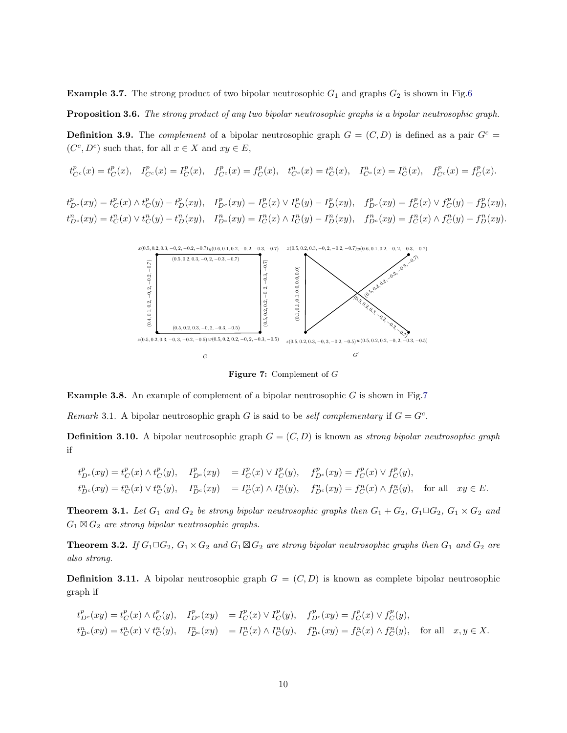**Example 3.7.** The strong product of two bipolar neutrosophic $G_1$ and graphs $G_2$ is shown in Fig.6

**Proposition 3.6.** *The strong product of any two bipolar neutrosophic graphs is a bipolar neutrosophic graph.*

**Definition 3.9.** The *complement* of a bipolar neutrosophic graph $G = (C, D)$ is defined as a pair $G^c = (C^c, D^c)$ such that, for all $x \in X$ and $xy \in E$,

$$t^p_{C^c}(x) = t^p_C(x), \quad I^p_{C^c}(x) = I^p_C(x), \quad f^p_{C^c}(x) = f^p_C(x), \quad t^n_{C^c}(x) = t^n_C(x), \quad I^n_{C^c}(x) = I^n_C(x), \quad f^p_{C^c}(x) = f^p_C(x).$$

$$t^p_{D^c}(xy) = t^p_C(x) \wedge t^p_C(y) - t^p_D(xy), \quad I^p_{D^c}(xy) = I^p_C(x) \vee I^p_C(y) - I^p_D(xy), \quad f^p_{D^c}(xy) = f^p_C(x) \vee f^p_C(y) - f^p_D(xy),$$
$$t^n_{D^c}(xy) = t^n_C(x) \vee t^n_C(y) - t^n_D(xy), \quad I^n_{D^c}(xy) = I^n_C(x) \wedge I^n_C(y) - I^n_D(xy), \quad f^n_{D^c}(xy) = f^n_C(x) \wedge f^n_C(y) - f^n_D(xy).$$

Figure 7: Complement of $G$

**Example 3.8.** An example of complement of a bipolar neutrosophic $G$ is shown in Fig.7

*Remark* 3.1. A bipolar neutrosophic graph $G$ is said to be *self complementary* if $G = G^c$.

**Definition 3.10.** A bipolar neutrosophic graph $G = (C, D)$ is known as *strong bipolar neutrosophic graph* if

$$t^p_{D^c}(xy) = t^p_C(x) \wedge t^p_C(y), \quad I^p_{D^c}(xy) = I^p_C(x) \vee I^p_C(y), \quad f^p_{D^c}(xy) = f^p_C(x) \vee f^p_C(y),$$
$$t^n_{D^c}(xy) = t^n_C(x) \vee t^n_C(y), \quad I^n_{D^c}(xy) = I^n_C(x) \wedge I^n_C(y), \quad f^n_{D^c}(xy) = f^n_C(x) \wedge f^n_C(y), \quad \text{for all} \quad xy \in E.$$

**Theorem 3.1.** *Let $G_1$ and $G_2$ be strong bipolar neutrosophic graphs then $G_1 + G_2$, $G_1 \square G_2$, $G_1 \times G_2$ and $G_1 \boxtimes G_2$ are strong bipolar neutrosophic graphs.*

**Theorem 3.2.** *If $G_1 \square G_2$, $G_1 \times G_2$ and $G_1 \boxtimes G_2$ are strong bipolar neutrosophic graphs then $G_1$ and $G_2$ are also strong.*

**Definition 3.11.** A bipolar neutrosophic graph $G = (C, D)$ is known as complete bipolar neutrosophic graph if

$$t^p_{D^c}(xy) = t^p_C(x) \wedge t^p_C(y), \quad I^p_{D^c}(xy) = I^p_C(x) \vee I^p_C(y), \quad f^p_{D^c}(xy) = f^p_C(x) \vee f^p_C(y),$$
$$t^n_{D^c}(xy) = t^n_C(x) \vee t^n_C(y), \quad I^n_{D^c}(xy) = I^n_C(x) \wedge I^n_C(y), \quad f^n_{D^c}(xy) = f^n_C(x) \wedge f^n_C(y), \quad \text{for all} \quad x, y \in X.$$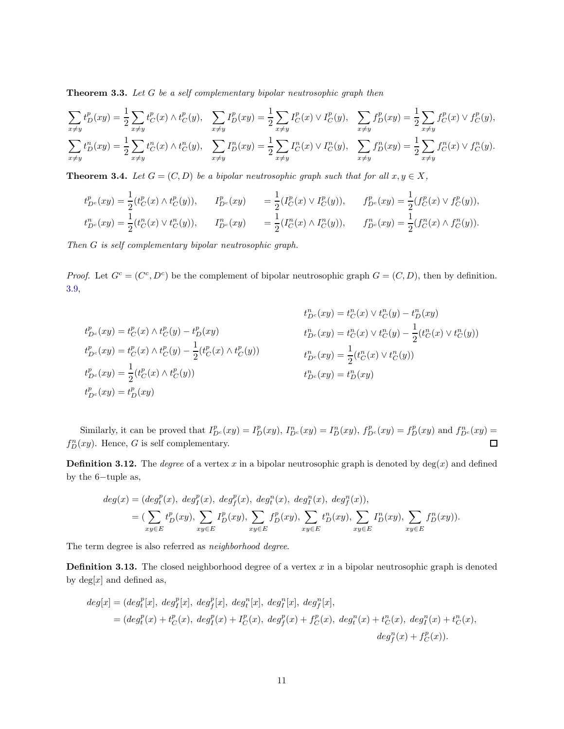**Theorem 3.3.** *Let $G$ be a self complementary bipolar neutrosophic graph then*

$$\sum_{x\neq y} t_D^p(xy) = \frac{1}{2}\sum_{x\neq y} t_C^p(x)\wedge t_C^p(y), \quad \sum_{x\neq y} I_D^p(xy) = \frac{1}{2}\sum_{x\neq y} I_C^p(x)\vee I_C^p(y), \quad \sum_{x\neq y} f_D^p(xy) = \frac{1}{2}\sum_{x\neq y} f_C^p(x)\vee f_C^p(y),$$

$$\sum_{x\neq y} t_D^n(xy) = \frac{1}{2}\sum_{x\neq y} t_C^n(x)\wedge t_C^n(y), \quad \sum_{x\neq y} I_D^n(xy) = \frac{1}{2}\sum_{x\neq y} I_C^n(x)\vee I_C^n(y), \quad \sum_{x\neq y} f_D^n(xy) = \frac{1}{2}\sum_{x\neq y} f_C^n(x)\vee f_C^n(y).$$

**Theorem 3.4.** *Let $G = (C, D)$ be a bipolar neutrosophic graph such that for all $x, y \in X$,*

$$t_{D^c}^p(xy) = \frac{1}{2}(t_C^p(x)\wedge t_C^p(y)), \qquad I_{D^c}^p(xy) = \frac{1}{2}(I_C^p(x)\vee I_C^p(y)), \qquad f_{D^c}^p(xy) = \frac{1}{2}(f_C^p(x)\vee f_C^p(y)),$$

$$t_{D^c}^n(xy) = \frac{1}{2}(t_C^n(x)\vee t_C^n(y)), \qquad I_{D^c}^n(xy) = \frac{1}{2}(I_C^n(x)\wedge I_C^n(y)), \qquad f_{D^c}^n(xy) = \frac{1}{2}(f_C^n(x)\wedge f_C^n(y)).$$

*Then $G$ is self complementary bipolar neutrosophic graph.*

*Proof.* Let $G^c = (C^c, D^c)$ be the complement of bipolar neutrosophic graph $G = (C, D)$, then by definition. 3.9,

$$t_{D^c}^p(xy) = t_C^p(x)\wedge t_C^p(y) - t_D^p(xy)$$
$$t_{D^c}^p(xy) = t_C^p(x)\wedge t_C^p(y) - \frac{1}{2}(t_C^p(x)\wedge t_C^p(y))$$
$$t_{D^c}^p(xy) = \frac{1}{2}(t_C^p(x)\wedge t_C^p(y))$$
$$t_{D^c}^p(xy) = t_D^p(xy)$$

$$t_{D^c}^n(xy) = t_C^n(x)\vee t_C^n(y) - t_D^n(xy)$$
$$t_{D^c}^n(xy) = t_C^n(x)\vee t_C^n(y) - \frac{1}{2}(t_C^n(x)\vee t_C^n(y))$$
$$t_{D^c}^n(xy) = \frac{1}{2}(t_C^n(x)\vee t_C^n(y))$$
$$t_{D^c}^n(xy) = t_D^n(xy)$$

Similarly, it can be proved that $I_{D^c}^p(xy) = I_D^p(xy)$, $I_{D^c}^n(xy) = I_D^n(xy)$, $f_{D^c}^p(xy) = f_D^p(xy)$ and $f_{D^c}^n(xy) = f_D^n(xy)$. Hence, $G$ is self complementary. □

**Definition 3.12.** The *degree* of a vertex $x$ in a bipolar neutrosophic graph is denoted by $\deg(x)$ and defined by the 6−tuple as,

$$\begin{aligned} deg(x) &= (deg_t^p(x),\ deg_I^p(x),\ deg_f^p(x),\ deg_t^n(x),\ deg_I^n(x),\ deg_f^n(x)), \\ &= (\sum_{xy\in E} t_D^p(xy), \sum_{xy\in E} I_D^p(xy), \sum_{xy\in E} f_D^p(xy), \sum_{xy\in E} t_D^n(xy), \sum_{xy\in E} I_D^n(xy), \sum_{xy\in E} f_D^n(xy)). \end{aligned}$$

The term degree is also referred as *neighborhood degree*.

**Definition 3.13.** The closed neighborhood degree of a vertex $x$ in a bipolar neutrosophic graph is denoted by $\deg[x]$ and defined as,

$$\begin{aligned} deg[x] &= (deg_t^p[x],\ deg_I^p[x],\ deg_f^p[x],\ deg_t^n[x],\ deg_I^n[x],\ deg_f^n[x], \\ &= (deg_t^p(x) + t_C^p(x),\ deg_I^p(x) + I_C^p(x),\ deg_f^p(x) + f_C^p(x),\ deg_t^n(x) + t_C^n(x),\ deg_I^n(x) + t_C^n(x), \\ &\qquad deg_f^n(x) + f_C^p(x)). \end{aligned}$$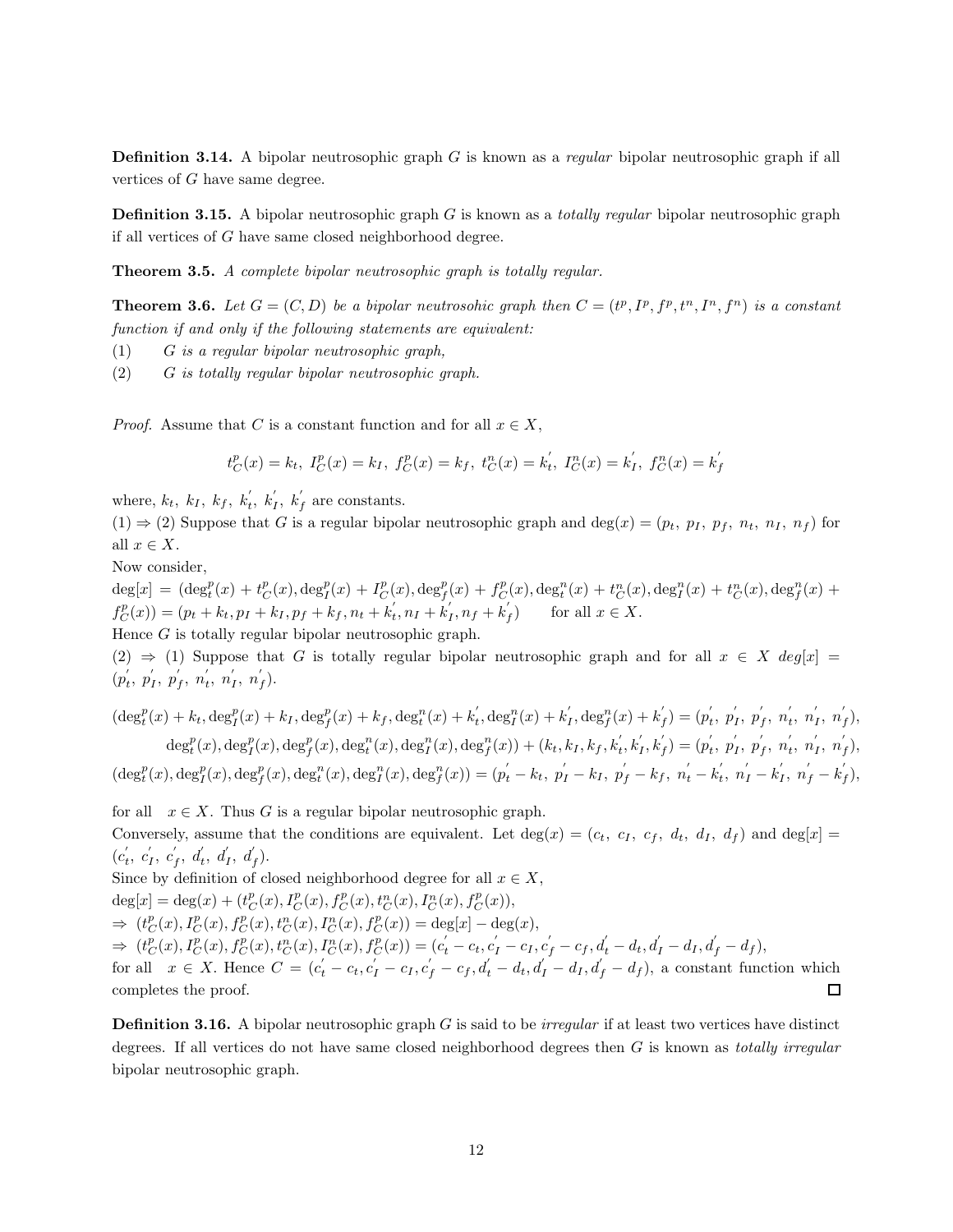**Definition 3.14.** A bipolar neutrosophic graph $G$ is known as a *regular* bipolar neutrosophic graph if all vertices of $G$ have same degree.

**Definition 3.15.** A bipolar neutrosophic graph $G$ is known as a *totally regular* bipolar neutrosophic graph if all vertices of $G$ have same closed neighborhood degree.

**Theorem 3.5.** *A complete bipolar neutrosophic graph is totally regular.*

**Theorem 3.6.** *Let $G = (C, D)$ be a bipolar neutrosohic graph then $C = (t^p, I^p, f^p, t^n, I^n, f^n)$ is a constant function if and only if the following statements are equivalent:*

(1) *$G$ is a regular bipolar neutrosophic graph,*

(2) *$G$ is totally regular bipolar neutrosophic graph.*

*Proof.* Assume that $C$ is a constant function and for all $x \in X$,

$$t_C^p(x) = k_t,\ I_C^p(x) = k_I,\ f_C^p(x) = k_f,\ t_C^n(x) = k_t^{'},\ I_C^n(x) = k_I^{'},\ f_C^n(x) = k_f^{'}$$

where, $k_t,\ k_I,\ k_f,\ k_t^{'},\ k_I^{'},\ k_f^{'}$ are constants.

(1) $\Rightarrow$ (2) Suppose that $G$ is a regular bipolar neutrosophic graph and $\deg(x) = (p_t,\ p_I,\ p_f,\ n_t,\ n_I,\ n_f)$ for all $x \in X$.

Now consider,

$\deg[x] = (\deg_t^p(x) + t_C^p(x), \deg_I^p(x) + I_C^p(x), \deg_f^p(x) + f_C^p(x), \deg_t^n(x) + t_C^n(x), \deg_I^n(x) + t_C^n(x), \deg_f^n(x) + f_C^p(x)) = (p_t + k_t, p_I + k_I, p_f + k_f, n_t + k_t^{'}, n_I + k_I^{'}, n_f + k_f^{'})$ for all $x \in X$.

Hence $G$ is totally regular bipolar neutrosophic graph.

(2) $\Rightarrow$ (1) Suppose that $G$ is totally regular bipolar neutrosophic graph and for all $x \in X$ $deg[x] = (p_t^{'},\ p_I^{'},\ p_f^{'},\ n_t^{'},\ n_I^{'},\ n_f^{'})$.

$$(\deg_t^p(x) + k_t, \deg_I^p(x) + k_I, \deg_f^p(x) + k_f, \deg_t^n(x) + k_t^{'}, \deg_I^n(x) + k_I^{'}, \deg_f^n(x) + k_f^{'}) = (p_t^{'},\ p_I^{'},\ p_f^{'},\ n_t^{'},\ n_I^{'},\ n_f^{'}),$$

$$\deg_t^p(x), \deg_I^p(x), \deg_f^p(x), \deg_t^n(x), \deg_I^n(x), \deg_f^n(x)) + (k_t, k_I, k_f, k_t^{'}, k_I^{'}, k_f^{'}) = (p_t^{'},\ p_I^{'},\ p_f^{'},\ n_t^{'},\ n_I^{'},\ n_f^{'}),$$

$$(\deg_t^p(x), \deg_I^p(x), \deg_f^p(x), \deg_t^n(x), \deg_I^n(x), \deg_f^n(x)) = (p_t^{'} - k_t,\ p_I^{'} - k_I,\ p_f^{'} - k_f,\ n_t^{'} - k_t^{'},\ n_I^{'} - k_I^{'},\ n_f^{'} - k_f^{'}),$$

for all $x \in X$. Thus $G$ is a regular bipolar neutrosophic graph.

Conversely, assume that the conditions are equivalent. Let $\deg(x) = (c_t,\ c_I,\ c_f,\ d_t,\ d_I,\ d_f)$ and $\deg[x] = (c_t^{'},\ c_I^{'},\ c_f^{'},\ d_t^{'},\ d_I^{'},\ d_f^{'})$.

Since by definition of closed neighborhood degree for all $x \in X$,

$\deg[x] = \deg(x) + (t_C^p(x), I_C^p(x), f_C^p(x), t_C^n(x), I_C^n(x), f_C^p(x)),$

$\Rightarrow\ (t_C^p(x), I_C^p(x), f_C^p(x), t_C^n(x), I_C^n(x), f_C^p(x)) = \deg[x] - \deg(x),$

$\Rightarrow\ (t_C^p(x), I_C^p(x), f_C^p(x), t_C^n(x), I_C^n(x), f_C^p(x)) = (c_t^{'} - c_t, c_I^{'} - c_I, c_f^{'} - c_f, d_t^{'} - d_t, d_I^{'} - d_I, d_f^{'} - d_f),$

for all $x \in X$. Hence $C = (c_t^{'} - c_t, c_I^{'} - c_I, c_f^{'} - c_f, d_t^{'} - d_t, d_I^{'} - d_I, d_f^{'} - d_f)$, a constant function which completes the proof. $\square$

**Definition 3.16.** A bipolar neutrosophic graph $G$ is said to be *irregular* if at least two vertices have distinct degrees. If all vertices do not have same closed neighborhood degrees then $G$ is known as *totally irregular* bipolar neutrosophic graph.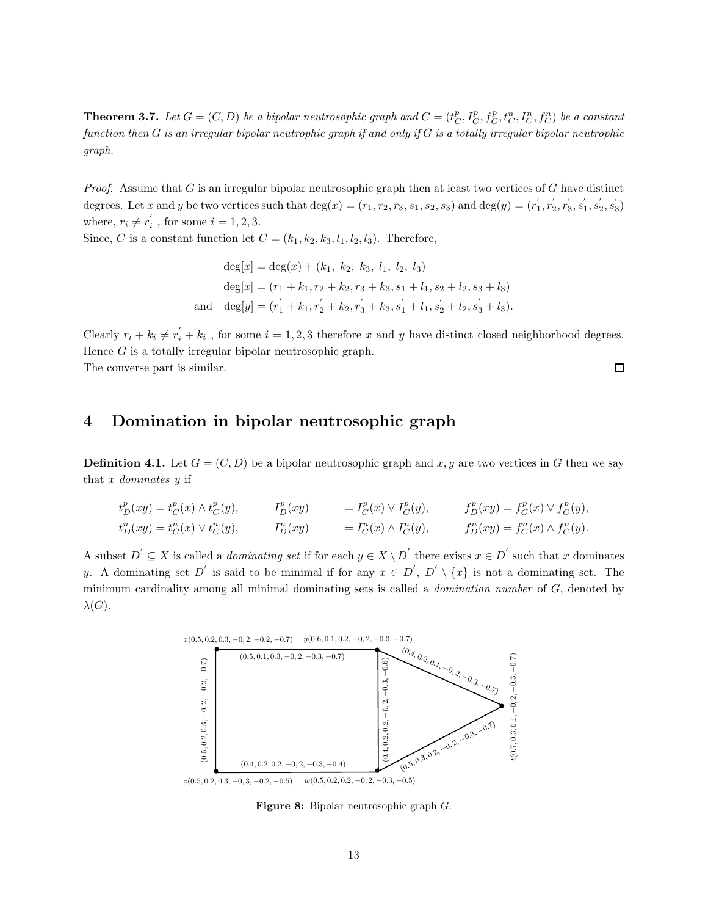**Theorem 3.7.** *Let $G = (C, D)$ be a bipolar neutrosophic graph and $C = (t^p_C, I^p_C, f^p_C, t^n_C, I^n_C, f^n_C)$ be a constant function then $G$ is an irregular bipolar neutrophic graph if and only if $G$ is a totally irregular bipolar neutrophic graph.*

*Proof.* Assume that $G$ is an irregular bipolar neutrosophic graph then at least two vertices of $G$ have distinct degrees. Let $x$ and $y$ be two vertices such that $\deg(x) = (r_1, r_2, r_3, s_1, s_2, s_3)$ and $\deg(y) = (r'_1, r'_2, r'_3, s'_1, s'_2, s'_3)$ where, $r_i \neq r'_i$ , for some $i = 1, 2, 3$.
Since, $C$ is a constant function let $C = (k_1, k_2, k_3, l_1, l_2, l_3)$. Therefore,

$$
\begin{aligned}
\deg[x] &= \deg(x) + (k_1,\ k_2,\ k_3,\ l_1,\ l_2,\ l_3)\\
\deg[x] &= (r_1 + k_1, r_2 + k_2, r_3 + k_3, s_1 + l_1, s_2 + l_2, s_3 + l_3)\\
\text{and}\quad \deg[y] &= (r'_1 + k_1, r'_2 + k_2, r'_3 + k_3, s'_1 + l_1, s'_2 + l_2, s'_3 + l_3).
\end{aligned}
$$

Clearly $r_i + k_i \neq r'_i + k_i$ , for some $i = 1, 2, 3$ therefore $x$ and $y$ have distinct closed neighborhood degrees. Hence $G$ is a totally irregular bipolar neutrosophic graph.
The converse part is similar. ∎

# 4 Domination in bipolar neutrosophic graph

**Definition 4.1.** Let $G = (C, D)$ be a bipolar neutrosophic graph and $x, y$ are two vertices in $G$ then we say that $x$ *dominates* $y$ if

$$
\begin{aligned}
t^p_D(xy) &= t^p_C(x) \wedge t^p_C(y), & I^p_D(xy) &= I^p_C(x) \vee I^p_C(y), & f^p_D(xy) &= f^p_C(x) \vee f^p_C(y),\\
t^n_D(xy) &= t^n_C(x) \vee t^n_C(y), & I^n_D(xy) &= I^n_C(x) \wedge I^n_C(y), & f^n_D(xy) &= f^n_C(x) \wedge f^n_C(y).
\end{aligned}
$$

A subset $D' \subseteq X$ is called a *dominating set* if for each $y \in X \setminus D'$ there exists $x \in D'$ such that $x$ dominates $y$. A dominating set $D'$ is said to be minimal if for any $x \in D'$, $D' \setminus \{x\}$ is not a dominating set. The minimum cardinality among all minimal dominating sets is called a *domination number* of $G$, denoted by $\lambda(G)$.

Vertices: $x(0.5, 0.2, 0.3, -0.2, -0.2, -0.7)$, $y(0.6, 0.1, 0.2, -0.2, -0.3, -0.7)$, $z(0.5, 0.2, 0.3, -0.3, -0.2, -0.5)$, $w(0.5, 0.2, 0.2, -0.2, -0.3, -0.5)$, $t(0.7, 0.3, 0.1, -0.2, -0.3, -0.7)$

Edges: $xy(0.5, 0.1, 0.3, -0.2, -0.3, -0.7)$, $xz(0.5, 0.2, 0.3, -0.2, -0.2, -0.7)$, $zw(0.4, 0.2, 0.2, -0.2, -0.3, -0.4)$, $yw(0.4, 0.2, 0.2, -0.2, -0.3, -0.6)$, $yt(0.4, 0.2, 0.1, -0.2, -0.3, -0.7)$, $wt(0.5, 0.3, 0.2, -0.2, -0.3, -0.7)$

**Figure 8:** Bipolar neutrosophic graph $G$.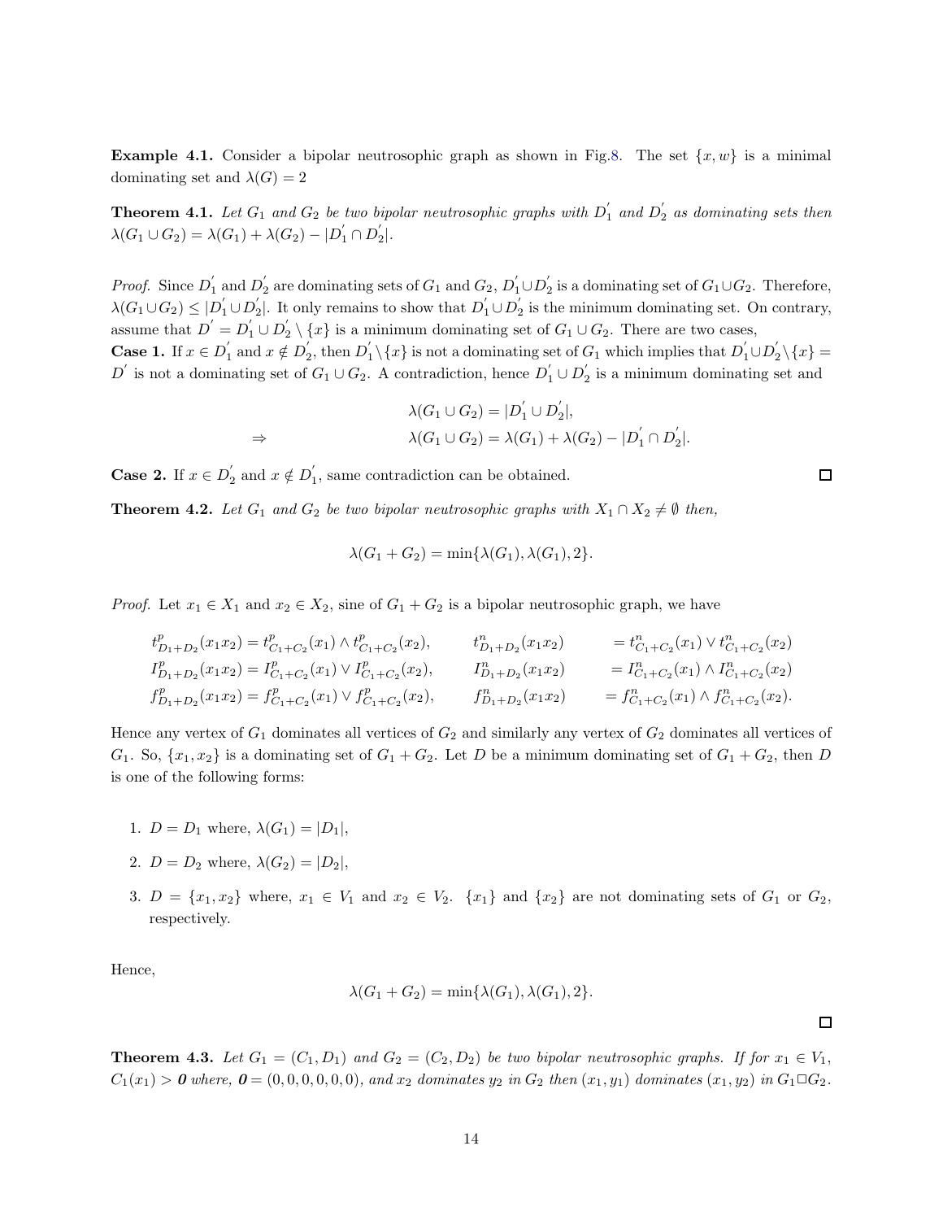**Example 4.1.** Consider a bipolar neutrosophic graph as shown in Fig.8. The set $\{x, w\}$ is a minimal dominating set and $\lambda(G) = 2$

**Theorem 4.1.** *Let $G_1$ and $G_2$ be two bipolar neutrosophic graphs with $D_1^{'}$ and $D_2^{'}$ as dominating sets then $\lambda(G_1 \cup G_2) = \lambda(G_1) + \lambda(G_2) - |D_1^{'} \cap D_2^{'}|$.*

*Proof.* Since $D_1^{'}$ and $D_2^{'}$ are dominating sets of $G_1$ and $G_2$, $D_1^{'} \cup D_2^{'}$ is a dominating set of $G_1 \cup G_2$. Therefore, $\lambda(G_1 \cup G_2) \leq |D_1^{'} \cup D_2^{'}|$. It only remains to show that $D_1^{'} \cup D_2^{'}$ is the minimum dominating set. On contrary, assume that $D^{'} = D_1^{'} \cup D_2^{'} \setminus \{x\}$ is a minimum dominating set of $G_1 \cup G_2$. There are two cases,
**Case 1.** If $x \in D_1^{'}$ and $x \notin D_2^{'}$, then $D_1^{'} \setminus \{x\}$ is not a dominating set of $G_1$ which implies that $D_1^{'} \cup D_2^{'} \setminus \{x\} = D^{'}$ is not a dominating set of $G_1 \cup G_2$. A contradiction, hence $D_1^{'} \cup D_2^{'}$ is a minimum dominating set and

$$\lambda(G_1 \cup G_2) = |D_1^{'} \cup D_2^{'}|,$$

$$\Rightarrow \qquad \lambda(G_1 \cup G_2) = \lambda(G_1) + \lambda(G_2) - |D_1^{'} \cap D_2^{'}|.$$

**Case 2.** If $x \in D_2^{'}$ and $x \notin D_1^{'}$, same contradiction can be obtained. □

**Theorem 4.2.** *Let $G_1$ and $G_2$ be two bipolar neutrosophic graphs with $X_1 \cap X_2 \neq \emptyset$ then,*

$$\lambda(G_1 + G_2) = \min\{\lambda(G_1), \lambda(G_1), 2\}.$$

*Proof.* Let $x_1 \in X_1$ and $x_2 \in X_2$, sine of $G_1 + G_2$ is a bipolar neutrosophic graph, we have

$$\begin{aligned}
t^p_{D_1+D_2}(x_1x_2) &= t^p_{C_1+C_2}(x_1) \wedge t^p_{C_1+C_2}(x_2), & t^n_{D_1+D_2}(x_1x_2) &= t^n_{C_1+C_2}(x_1) \vee t^n_{C_1+C_2}(x_2)\\
I^p_{D_1+D_2}(x_1x_2) &= I^p_{C_1+C_2}(x_1) \vee I^p_{C_1+C_2}(x_2), & I^n_{D_1+D_2}(x_1x_2) &= I^n_{C_1+C_2}(x_1) \wedge I^n_{C_1+C_2}(x_2)\\
f^p_{D_1+D_2}(x_1x_2) &= f^p_{C_1+C_2}(x_1) \vee f^p_{C_1+C_2}(x_2), & f^n_{D_1+D_2}(x_1x_2) &= f^n_{C_1+C_2}(x_1) \wedge f^n_{C_1+C_2}(x_2).
\end{aligned}$$

Hence any vertex of $G_1$ dominates all vertices of $G_2$ and similarly any vertex of $G_2$ dominates all vertices of $G_1$. So, $\{x_1, x_2\}$ is a dominating set of $G_1 + G_2$. Let $D$ be a minimum dominating set of $G_1 + G_2$, then $D$ is one of the following forms:

1. $D = D_1$ where, $\lambda(G_1) = |D_1|$,
2. $D = D_2$ where, $\lambda(G_2) = |D_2|$,
3. $D = \{x_1, x_2\}$ where, $x_1 \in V_1$ and $x_2 \in V_2$. $\{x_1\}$ and $\{x_2\}$ are not dominating sets of $G_1$ or $G_2$, respectively.

Hence,

$$\lambda(G_1 + G_2) = \min\{\lambda(G_1), \lambda(G_1), 2\}.$$

□

**Theorem 4.3.** *Let $G_1 = (C_1, D_1)$ and $G_2 = (C_2, D_2)$ be two bipolar neutrosophic graphs. If for $x_1 \in V_1$, $C_1(x_1) > \boldsymbol{0}$ where, $\boldsymbol{0} = (0, 0, 0, 0, 0, 0)$, and $x_2$ dominates $y_2$ in $G_2$ then $(x_1, y_1)$ dominates $(x_1, y_2)$ in $G_1 \square G_2$.*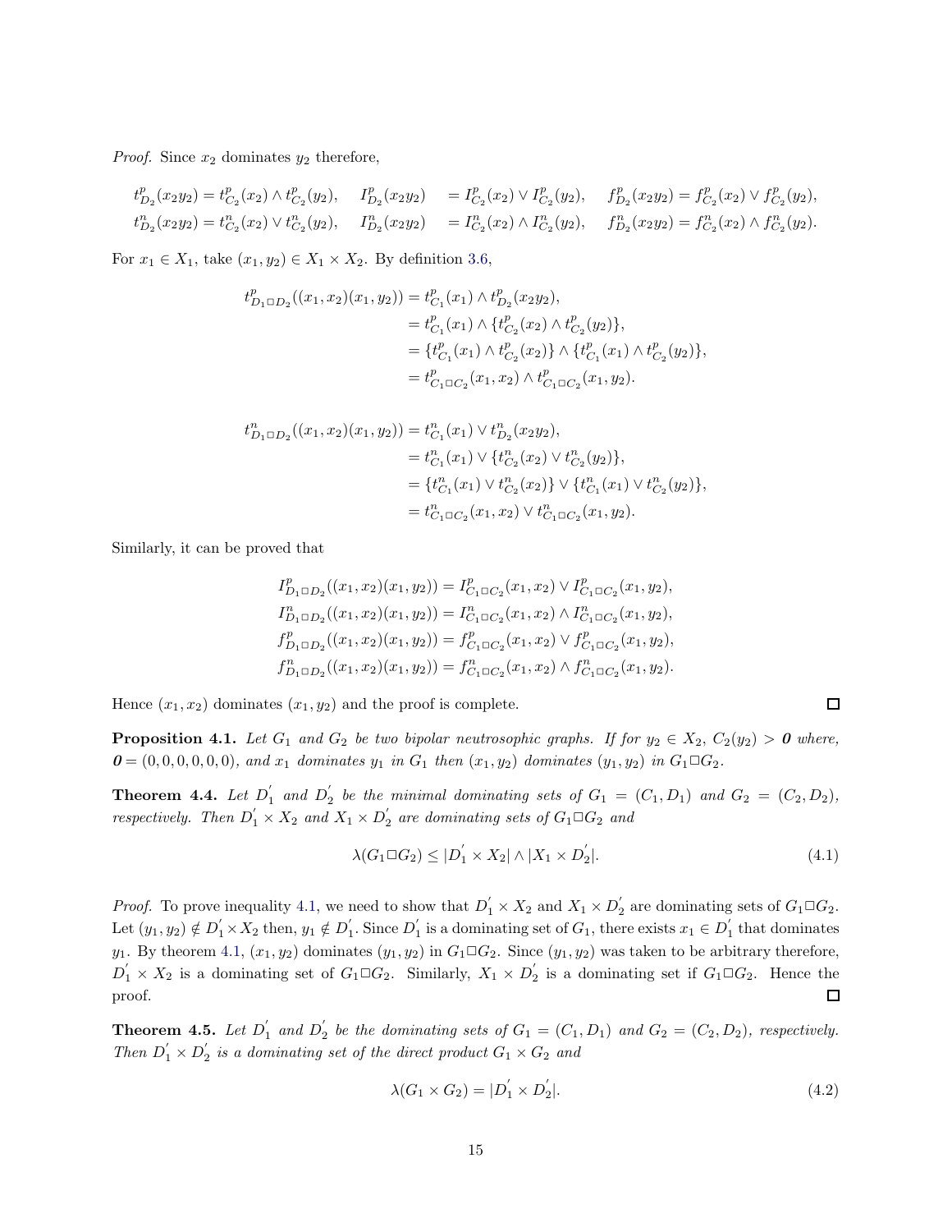*Proof.* Since $x_2$ dominates $y_2$ therefore,

$$t^p_{D_2}(x_2y_2) = t^p_{C_2}(x_2) \wedge t^p_{C_2}(y_2), \quad I^p_{D_2}(x_2y_2) = I^p_{C_2}(x_2) \vee I^p_{C_2}(y_2), \quad f^p_{D_2}(x_2y_2) = f^p_{C_2}(x_2) \vee f^p_{C_2}(y_2),$$
$$t^n_{D_2}(x_2y_2) = t^n_{C_2}(x_2) \vee t^n_{C_2}(y_2), \quad I^n_{D_2}(x_2y_2) = I^n_{C_2}(x_2) \wedge I^n_{C_2}(y_2), \quad f^n_{D_2}(x_2y_2) = f^n_{C_2}(x_2) \wedge f^n_{C_2}(y_2).$$

For $x_1 \in X_1$, take $(x_1, y_2) \in X_1 \times X_2$. By definition 3.6,

$$\begin{aligned}
t^p_{D_1 \Box D_2}((x_1,x_2)(x_1,y_2)) &= t^p_{C_1}(x_1) \wedge t^p_{D_2}(x_2y_2),\\
&= t^p_{C_1}(x_1) \wedge \{t^p_{C_2}(x_2) \wedge t^p_{C_2}(y_2)\},\\
&= \{t^p_{C_1}(x_1) \wedge t^p_{C_2}(x_2)\} \wedge \{t^p_{C_1}(x_1) \wedge t^p_{C_2}(y_2)\},\\
&= t^p_{C_1 \Box C_2}(x_1,x_2) \wedge t^p_{C_1 \Box C_2}(x_1,y_2).
\end{aligned}$$

$$\begin{aligned}
t^n_{D_1 \Box D_2}((x_1,x_2)(x_1,y_2)) &= t^n_{C_1}(x_1) \vee t^n_{D_2}(x_2y_2),\\
&= t^n_{C_1}(x_1) \vee \{t^n_{C_2}(x_2) \vee t^n_{C_2}(y_2)\},\\
&= \{t^n_{C_1}(x_1) \vee t^n_{C_2}(x_2)\} \vee \{t^n_{C_1}(x_1) \vee t^n_{C_2}(y_2)\},\\
&= t^n_{C_1 \Box C_2}(x_1,x_2) \vee t^n_{C_1 \Box C_2}(x_1,y_2).
\end{aligned}$$

Similarly, it can be proved that

$$\begin{aligned}
I^p_{D_1 \Box D_2}((x_1,x_2)(x_1,y_2)) &= I^p_{C_1 \Box C_2}(x_1,x_2) \vee I^p_{C_1 \Box C_2}(x_1,y_2),\\
I^n_{D_1 \Box D_2}((x_1,x_2)(x_1,y_2)) &= I^n_{C_1 \Box C_2}(x_1,x_2) \wedge I^n_{C_1 \Box C_2}(x_1,y_2),\\
f^p_{D_1 \Box D_2}((x_1,x_2)(x_1,y_2)) &= f^p_{C_1 \Box C_2}(x_1,x_2) \vee f^p_{C_1 \Box C_2}(x_1,y_2),\\
f^n_{D_1 \Box D_2}((x_1,x_2)(x_1,y_2)) &= f^n_{C_1 \Box C_2}(x_1,x_2) \wedge f^n_{C_1 \Box C_2}(x_1,y_2).
\end{aligned}$$

Hence $(x_1, x_2)$ dominates $(x_1, y_2)$ and the proof is complete. □

**Proposition 4.1.** *Let $G_1$ and $G_2$ be two bipolar neutrosophic graphs. If for $y_2 \in X_2$, $C_2(y_2) > \boldsymbol{0}$ where, $\boldsymbol{0} = (0,0,0,0,0,0)$, and $x_1$ dominates $y_1$ in $G_1$ then $(x_1, y_2)$ dominates $(y_1, y_2)$ in $G_1 \Box G_2$.*

**Theorem 4.4.** *Let $D_1'$ and $D_2'$ be the minimal dominating sets of $G_1 = (C_1, D_1)$ and $G_2 = (C_2, D_2)$, respectively. Then $D_1' \times X_2$ and $X_1 \times D_2'$ are dominating sets of $G_1 \Box G_2$ and*

$$\lambda(G_1 \Box G_2) \leq |D_1' \times X_2| \wedge |X_1 \times D_2'|. \tag{4.1}$$

*Proof.* To prove inequality 4.1, we need to show that $D_1' \times X_2$ and $X_1 \times D_2'$ are dominating sets of $G_1 \Box G_2$. Let $(y_1, y_2) \notin D_1' \times X_2$ then, $y_1 \notin D_1'$. Since $D_1'$ is a dominating set of $G_1$, there exists $x_1 \in D_1'$ that dominates $y_1$. By theorem 4.1, $(x_1, y_2)$ dominates $(y_1, y_2)$ in $G_1 \Box G_2$. Since $(y_1, y_2)$ was taken to be arbitrary therefore, $D_1' \times X_2$ is a dominating set of $G_1 \Box G_2$. Similarly, $X_1 \times D_2'$ is a dominating set if $G_1 \Box G_2$. Hence the proof. □

**Theorem 4.5.** *Let $D_1'$ and $D_2'$ be the dominating sets of $G_1 = (C_1, D_1)$ and $G_2 = (C_2, D_2)$, respectively. Then $D_1' \times D_2'$ is a dominating set of the direct product $G_1 \times G_2$ and*

$$\lambda(G_1 \times G_2) = |D_1' \times D_2'|. \tag{4.2}$$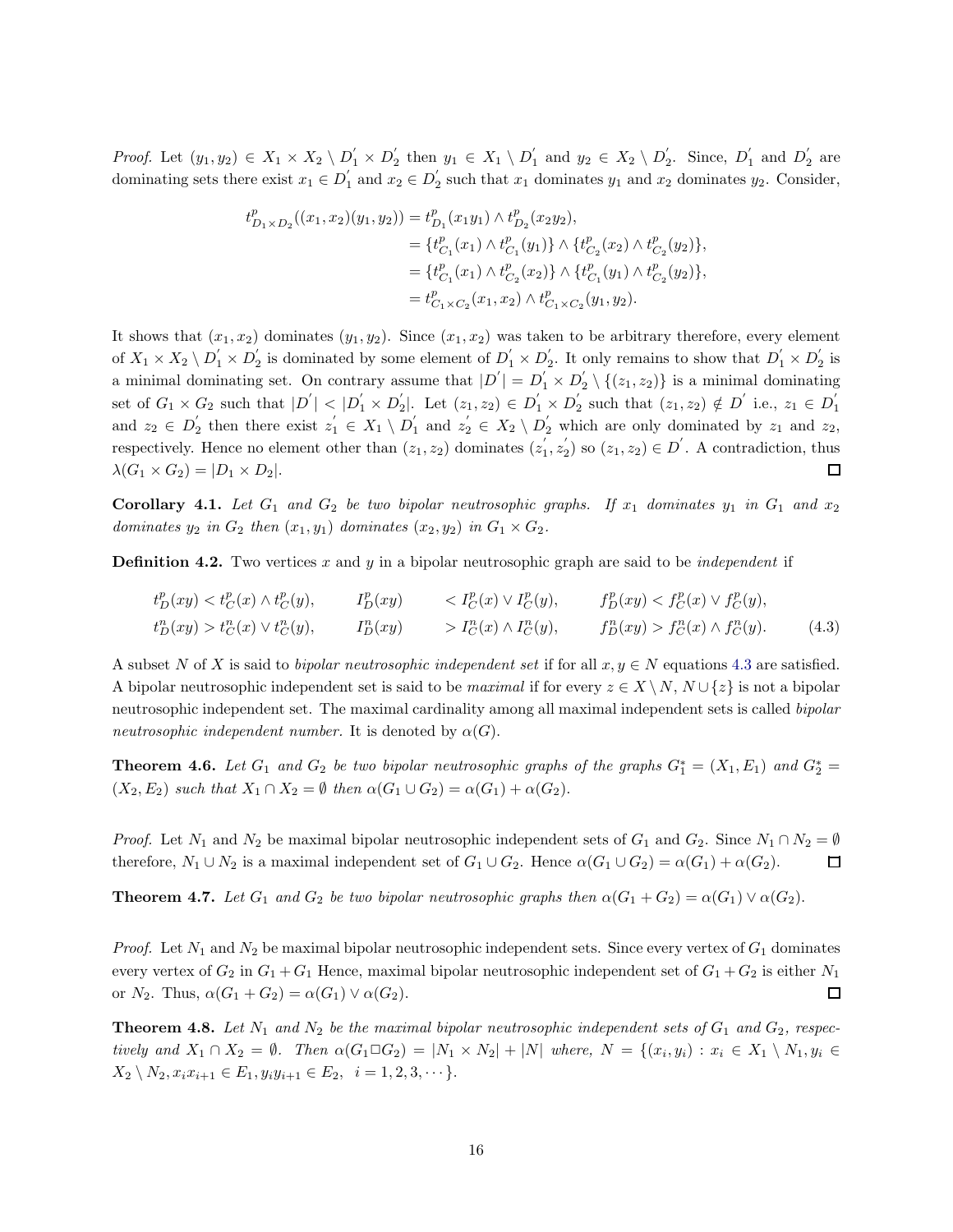*Proof.* Let $(y_1, y_2) \in X_1 \times X_2 \setminus D_1^{'} \times D_2^{'}$ then $y_1 \in X_1 \setminus D_1^{'}$ and $y_2 \in X_2 \setminus D_2^{'}$. Since, $D_1^{'}$ and $D_2^{'}$ are dominating sets there exist $x_1 \in D_1^{'}$ and $x_2 \in D_2^{'}$ such that $x_1$ dominates $y_1$ and $x_2$ dominates $y_2$. Consider,

$$
\begin{aligned}
t^p_{D_1 \times D_2}((x_1, x_2)(y_1, y_2)) &= t^p_{D_1}(x_1 y_1) \wedge t^p_{D_2}(x_2 y_2), \\
&= \{t^p_{C_1}(x_1) \wedge t^p_{C_1}(y_1)\} \wedge \{t^p_{C_2}(x_2) \wedge t^p_{C_2}(y_2)\}, \\
&= \{t^p_{C_1}(x_1) \wedge t^p_{C_2}(x_2)\} \wedge \{t^p_{C_1}(y_1) \wedge t^p_{C_2}(y_2)\}, \\
&= t^p_{C_1 \times C_2}(x_1, x_2) \wedge t^p_{C_1 \times C_2}(y_1, y_2).
\end{aligned}
$$

It shows that $(x_1, x_2)$ dominates $(y_1, y_2)$. Since $(x_1, x_2)$ was taken to be arbitrary therefore, every element of $X_1 \times X_2 \setminus D_1^{'} \times D_2^{'}$ is dominated by some element of $D_1^{'} \times D_2^{'}$. It only remains to show that $D_1^{'} \times D_2^{'}$ is a minimal dominating set. On contrary assume that $|D^{'}| = D_1^{'} \times D_2^{'} \setminus \{(z_1, z_2)\}$ is a minimal dominating set of $G_1 \times G_2$ such that $|D^{'}| < |D_1^{'} \times D_2^{'}|$. Let $(z_1, z_2) \in D_1^{'} \times D_2^{'}$ such that $(z_1, z_2) \notin D^{'}$ i.e., $z_1 \in D_1^{'}$ and $z_2 \in D_2^{'}$ then there exist $z_1^{'} \in X_1 \setminus D_1^{'}$ and $z_2^{'} \in X_2 \setminus D_2^{'}$ which are only dominated by $z_1$ and $z_2$, respectively. Hence no element other than $(z_1, z_2)$ dominates $(z_1^{'}, z_2^{'})$ so $(z_1, z_2) \in D^{'}$. A contradiction, thus $\lambda(G_1 \times G_2) = |D_1 \times D_2|$. ◻

**Corollary 4.1.** *Let $G_1$ and $G_2$ be two bipolar neutrosophic graphs. If $x_1$ dominates $y_1$ in $G_1$ and $x_2$ dominates $y_2$ in $G_2$ then $(x_1, y_1)$ dominates $(x_2, y_2)$ in $G_1 \times G_2$.*

**Definition 4.2.** Two vertices $x$ and $y$ in a bipolar neutrosophic graph are said to be *independent* if

$$
\begin{aligned}
&t^p_D(xy) < t^p_C(x) \wedge t^p_C(y), \qquad I^p_D(xy) < I^p_C(x) \vee I^p_C(y), \qquad f^p_D(xy) < f^p_C(x) \vee f^p_C(y), \\
&t^n_D(xy) > t^n_C(x) \vee t^n_C(y), \qquad I^n_D(xy) > I^n_C(x) \wedge I^n_C(y), \qquad f^n_D(xy) > f^n_C(x) \wedge f^n_C(y).
\end{aligned} \tag{4.3}
$$

A subset $N$ of $X$ is said to *bipolar neutrosophic independent set* if for all $x, y \in N$ equations 4.3 are satisfied. A bipolar neutrosophic independent set is said to be *maximal* if for every $z \in X \setminus N$, $N \cup \{z\}$ is not a bipolar neutrosophic independent set. The maximal cardinality among all maximal independent sets is called *bipolar neutrosophic independent number.* It is denoted by $\alpha(G)$.

**Theorem 4.6.** *Let $G_1$ and $G_2$ be two bipolar neutrosophic graphs of the graphs $G_1^* = (X_1, E_1)$ and $G_2^* = (X_2, E_2)$ such that $X_1 \cap X_2 = \emptyset$ then $\alpha(G_1 \cup G_2) = \alpha(G_1) + \alpha(G_2)$.*

*Proof.* Let $N_1$ and $N_2$ be maximal bipolar neutrosophic independent sets of $G_1$ and $G_2$. Since $N_1 \cap N_2 = \emptyset$ therefore, $N_1 \cup N_2$ is a maximal independent set of $G_1 \cup G_2$. Hence $\alpha(G_1 \cup G_2) = \alpha(G_1) + \alpha(G_2)$. ◻

**Theorem 4.7.** *Let $G_1$ and $G_2$ be two bipolar neutrosophic graphs then $\alpha(G_1 + G_2) = \alpha(G_1) \vee \alpha(G_2)$.*

*Proof.* Let $N_1$ and $N_2$ be maximal bipolar neutrosophic independent sets. Since every vertex of $G_1$ dominates every vertex of $G_2$ in $G_1 + G_1$ Hence, maximal bipolar neutrosophic independent set of $G_1 + G_2$ is either $N_1$ or $N_2$. Thus, $\alpha(G_1 + G_2) = \alpha(G_1) \vee \alpha(G_2)$. ◻

**Theorem 4.8.** *Let $N_1$ and $N_2$ be the maximal bipolar neutrosophic independent sets of $G_1$ and $G_2$, respectively and $X_1 \cap X_2 = \emptyset$. Then $\alpha(G_1 \square G_2) = |N_1 \times N_2| + |N|$ where, $N = \{(x_i, y_i) : x_i \in X_1 \setminus N_1, y_i \in X_2 \setminus N_2, x_i x_{i+1} \in E_1, y_i y_{i+1} \in E_2,\ \ i = 1, 2, 3, \cdots\}$.*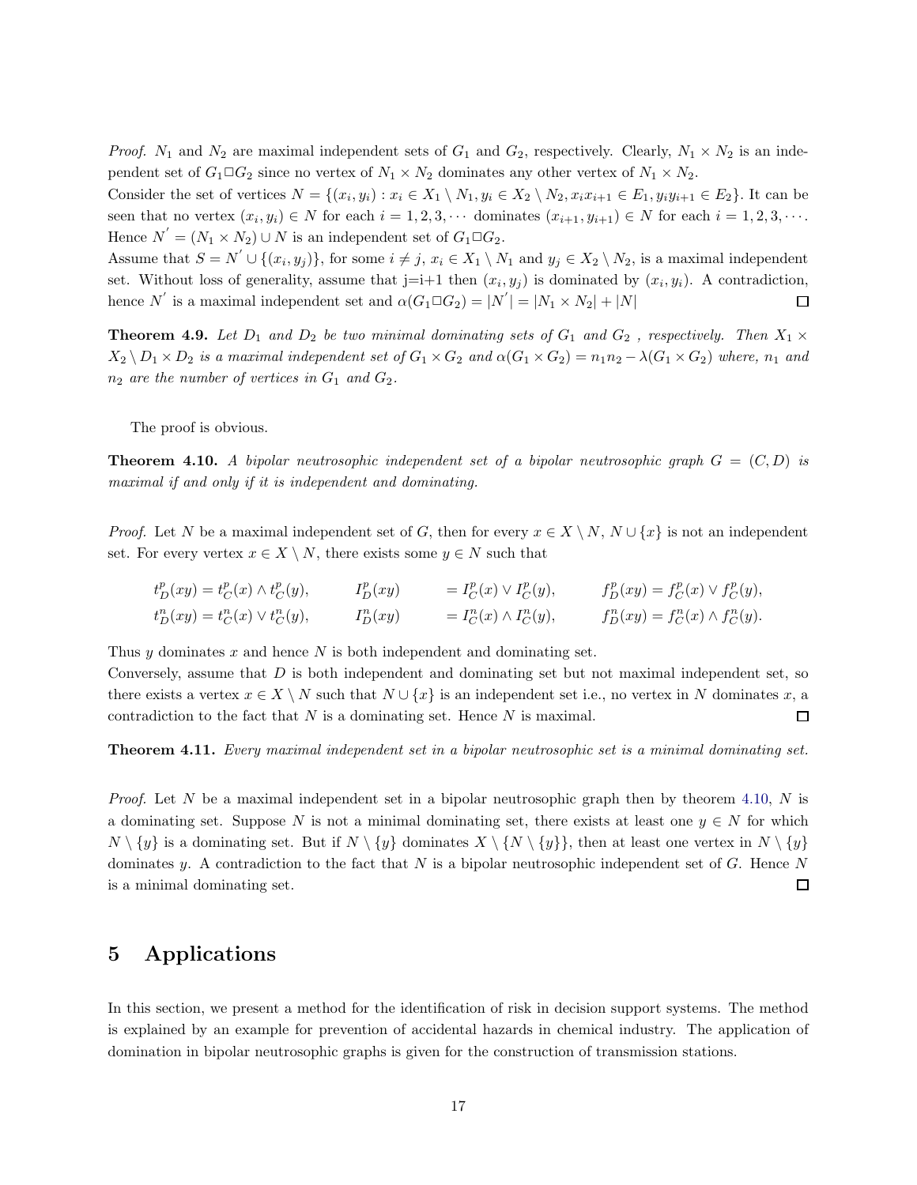*Proof.* $N_1$ and $N_2$ are maximal independent sets of $G_1$ and $G_2$, respectively. Clearly, $N_1 \times N_2$ is an independent set of $G_1 \square G_2$ since no vertex of $N_1 \times N_2$ dominates any other vertex of $N_1 \times N_2$.

Consider the set of vertices $N = \{(x_i, y_i) : x_i \in X_1 \setminus N_1, y_i \in X_2 \setminus N_2, x_i x_{i+1} \in E_1, y_i y_{i+1} \in E_2\}$. It can be seen that no vertex $(x_i, y_i) \in N$ for each $i = 1, 2, 3, \cdots$ dominates $(x_{i+1}, y_{i+1}) \in N$ for each $i = 1, 2, 3, \cdots$. Hence $N^{'} = (N_1 \times N_2) \cup N$ is an independent set of $G_1 \square G_2$.

Assume that $S = N^{'} \cup \{(x_i, y_j)\}$, for some $i \neq j$, $x_i \in X_1 \setminus N_1$ and $y_j \in X_2 \setminus N_2$, is a maximal independent set. Without loss of generality, assume that j=i+1 then $(x_i, y_j)$ is dominated by $(x_i, y_i)$. A contradiction, hence $N^{'}$ is a maximal independent set and $\alpha(G_1 \square G_2) = |N^{'}| = |N_1 \times N_2| + |N|$ □

**Theorem 4.9.** *Let $D_1$ and $D_2$ be two minimal dominating sets of $G_1$ and $G_2$ , respectively. Then $X_1 \times X_2 \setminus D_1 \times D_2$ is a maximal independent set of $G_1 \times G_2$ and $\alpha(G_1 \times G_2) = n_1 n_2 - \lambda(G_1 \times G_2)$ where, $n_1$ and $n_2$ are the number of vertices in $G_1$ and $G_2$.*

The proof is obvious.

**Theorem 4.10.** *A bipolar neutrosophic independent set of a bipolar neutrosophic graph $G = (C, D)$ is maximal if and only if it is independent and dominating.*

*Proof.* Let $N$ be a maximal independent set of $G$, then for every $x \in X \setminus N$, $N \cup \{x\}$ is not an independent set. For every vertex $x \in X \setminus N$, there exists some $y \in N$ such that

$$
\begin{aligned}
t^p_D(xy) &= t^p_C(x) \wedge t^p_C(y), & I^p_D(xy) &= I^p_C(x) \vee I^p_C(y), & f^p_D(xy) &= f^p_C(x) \vee f^p_C(y),\\
t^n_D(xy) &= t^n_C(x) \vee t^n_C(y), & I^n_D(xy) &= I^n_C(x) \wedge I^n_C(y), & f^n_D(xy) &= f^n_C(x) \wedge f^n_C(y).
\end{aligned}
$$

Thus $y$ dominates $x$ and hence $N$ is both independent and dominating set.

Conversely, assume that $D$ is both independent and dominating set but not maximal independent set, so there exists a vertex $x \in X \setminus N$ such that $N \cup \{x\}$ is an independent set i.e., no vertex in $N$ dominates $x$, a contradiction to the fact that $N$ is a dominating set. Hence $N$ is maximal. □

**Theorem 4.11.** *Every maximal independent set in a bipolar neutrosophic set is a minimal dominating set.*

*Proof.* Let $N$ be a maximal independent set in a bipolar neutrosophic graph then by theorem 4.10, $N$ is a dominating set. Suppose $N$ is not a minimal dominating set, there exists at least one $y \in N$ for which $N \setminus \{y\}$ is a dominating set. But if $N \setminus \{y\}$ dominates $X \setminus \{N \setminus \{y\}\}$, then at least one vertex in $N \setminus \{y\}$ dominates $y$. A contradiction to the fact that $N$ is a bipolar neutrosophic independent set of $G$. Hence $N$ is a minimal dominating set. □

# 5 Applications

In this section, we present a method for the identification of risk in decision support systems. The method is explained by an example for prevention of accidental hazards in chemical industry. The application of domination in bipolar neutrosophic graphs is given for the construction of transmission stations.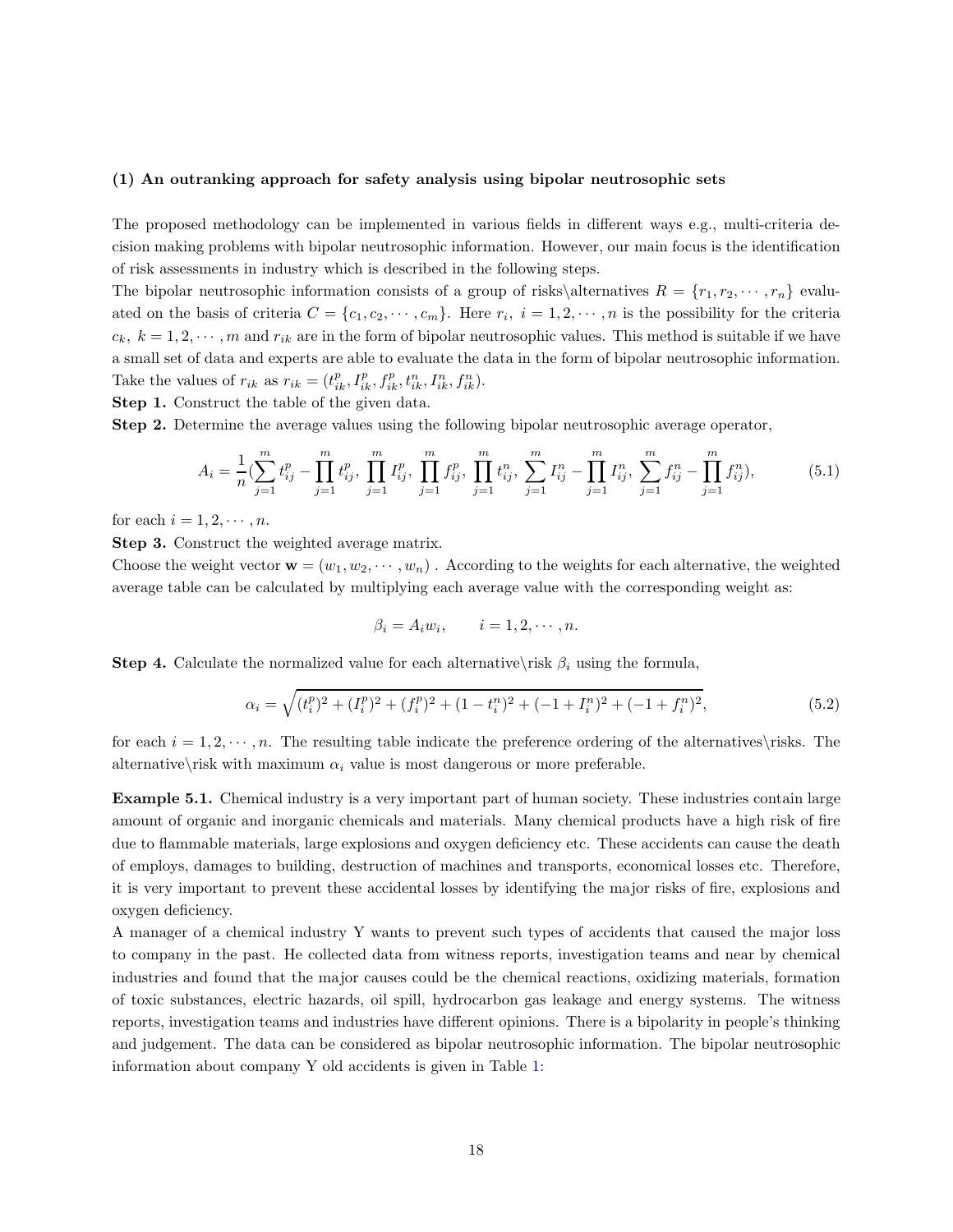**(1) An outranking approach for safety analysis using bipolar neutrosophic sets**

The proposed methodology can be implemented in various fields in different ways e.g., multi-criteria decision making problems with bipolar neutrosophic information. However, our main focus is the identification of risk assessments in industry which is described in the following steps.

The bipolar neutrosophic information consists of a group of risks\alternatives $R = \{r_1, r_2, \cdots, r_n\}$ evaluated on the basis of criteria $C = \{c_1, c_2, \cdots, c_m\}$. Here $r_i,\ i = 1, 2, \cdots, n$ is the possibility for the criteria $c_k,\ k = 1, 2, \cdots, m$ and $r_{ik}$ are in the form of bipolar neutrosophic values. This method is suitable if we have a small set of data and experts are able to evaluate the data in the form of bipolar neutrosophic information. Take the values of $r_{ik}$ as $r_{ik} = (t^p_{ik}, I^p_{ik}, f^p_{ik}, t^n_{ik}, I^n_{ik}, f^n_{ik})$.

**Step 1.** Construct the table of the given data.

**Step 2.** Determine the average values using the following bipolar neutrosophic average operator,

$$A_i = \frac{1}{n}\left(\sum_{j=1}^{m} t^p_{ij} - \prod_{j=1}^{m} t^p_{ij},\ \prod_{j=1}^{m} I^p_{ij},\ \prod_{j=1}^{m} f^p_{ij},\ \prod_{j=1}^{m} t^n_{ij},\ \sum_{j=1}^{m} I^n_{ij} - \prod_{j=1}^{m} I^n_{ij},\ \sum_{j=1}^{m} f^n_{ij} - \prod_{j=1}^{m} f^n_{ij}\right), \tag{5.1}$$

for each $i = 1, 2, \cdots, n$.

**Step 3.** Construct the weighted average matrix.

Choose the weight vector $\mathbf{w} = (w_1, w_2, \cdots, w_n)$ . According to the weights for each alternative, the weighted average table can be calculated by multiplying each average value with the corresponding weight as:

$$\beta_i = A_i w_i, \qquad i = 1, 2, \cdots, n.$$

**Step 4.** Calculate the normalized value for each alternative\risk $\beta_i$ using the formula,

$$\alpha_i = \sqrt{(t^p_i)^2 + (I^p_i)^2 + (f^p_i)^2 + (1 - t^n_i)^2 + (-1 + I^n_i)^2 + (-1 + f^n_i)^2}, \tag{5.2}$$

for each $i = 1, 2, \cdots, n$. The resulting table indicate the preference ordering of the alternatives\risks. The alternative\risk with maximum $\alpha_i$ value is most dangerous or more preferable.

**Example 5.1.** Chemical industry is a very important part of human society. These industries contain large amount of organic and inorganic chemicals and materials. Many chemical products have a high risk of fire due to flammable materials, large explosions and oxygen deficiency etc. These accidents can cause the death of employs, damages to building, destruction of machines and transports, economical losses etc. Therefore, it is very important to prevent these accidental losses by identifying the major risks of fire, explosions and oxygen deficiency.

A manager of a chemical industry Y wants to prevent such types of accidents that caused the major loss to company in the past. He collected data from witness reports, investigation teams and near by chemical industries and found that the major causes could be the chemical reactions, oxidizing materials, formation of toxic substances, electric hazards, oil spill, hydrocarbon gas leakage and energy systems. The witness reports, investigation teams and industries have different opinions. There is a bipolarity in people's thinking and judgement. The data can be considered as bipolar neutrosophic information. The bipolar neutrosophic information about company Y old accidents is given in Table 1: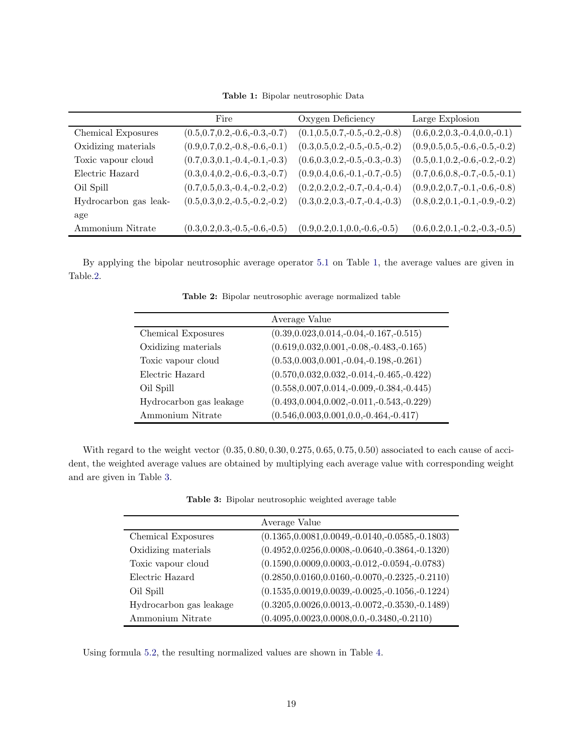**Table 1:** Bipolar neutrosophic Data

| | Fire | Oxygen Deficiency | Large Explosion |
|---|---|---|---|
| Chemical Exposures | (0.5,0.7,0.2,-0.6,-0.3,-0.7) | (0.1,0.5,0.7,-0.5,-0.2,-0.8) | (0.6,0.2,0.3,-0.4,0.0,-0.1) |
| Oxidizing materials | (0.9,0.7,0.2,-0.8,-0.6,-0.1) | (0.3,0.5,0.2,-0.5,-0.5,-0.2) | (0.9,0.5,0.5,-0.6,-0.5,-0.2) |
| Toxic vapour cloud | (0.7,0.3,0.1,-0.4,-0.1,-0.3) | (0.6,0.3,0.2,-0.5,-0.3,-0.3) | (0.5,0.1,0.2,-0.6,-0.2,-0.2) |
| Electric Hazard | (0.3,0.4,0.2,-0.6,-0.3,-0.7) | (0.9,0.4,0.6,-0.1,-0.7,-0.5) | (0.7,0.6,0.8,-0.7,-0.5,-0.1) |
| Oil Spill | (0.7,0.5,0.3,-0.4,-0.2,-0.2) | (0.2,0.2,0.2,-0.7,-0.4,-0.4) | (0.9,0.2,0.7,-0.1,-0.6,-0.8) |
| Hydrocarbon gas leakage | (0.5,0.3,0.2,-0.5,-0.2,-0.2) | (0.3,0.2,0.3,-0.7,-0.4,-0.3) | (0.8,0.2,0.1,-0.1,-0.9,-0.2) |
| Ammonium Nitrate | (0.3,0.2,0.3,-0.5,-0.6,-0.5) | (0.9,0.2,0.1,0.0,-0.6,-0.5) | (0.6,0.2,0.1,-0.2,-0.3,-0.5) |

By applying the bipolar neutrosophic average operator 5.1 on Table 1, the average values are given in Table.2.

**Table 2:** Bipolar neutrosophic average normalized table

| | Average Value |
|---|---|
| Chemical Exposures | (0.39,0.023,0.014,-0.04,-0.167,-0.515) |
| Oxidizing materials | (0.619,0.032,0.001,-0.08,-0.483,-0.165) |
| Toxic vapour cloud | (0.53,0.003,0.001,-0.04,-0.198,-0.261) |
| Electric Hazard | (0.570,0.032,0.032,-0.014,-0.465,-0.422) |
| Oil Spill | (0.558,0.007,0.014,-0.009,-0.384,-0.445) |
| Hydrocarbon gas leakage | (0.493,0.004,0.002,-0.011,-0.543,-0.229) |
| Ammonium Nitrate | (0.546,0.003,0.001,0.0,-0.464,-0.417) |

With regard to the weight vector $(0.35, 0.80, 0.30, 0.275, 0.65, 0.75, 0.50)$ associated to each cause of accident, the weighted average values are obtained by multiplying each average value with corresponding weight and are given in Table 3.

**Table 3:** Bipolar neutrosophic weighted average table

| | Average Value |
|---|---|
| Chemical Exposures | (0.1365,0.0081,0.0049,-0.0140,-0.0585,-0.1803) |
| Oxidizing materials | (0.4952,0.0256,0.0008,-0.0640,-0.3864,-0.1320) |
| Toxic vapour cloud | (0.1590,0.0009,0.0003,-0.012,-0.0594,-0.0783) |
| Electric Hazard | (0.2850,0.0160,0.0160,-0.0070,-0.2325,-0.2110) |
| Oil Spill | (0.1535,0.0019,0.0039,-0.0025,-0.1056,-0.1224) |
| Hydrocarbon gas leakage | (0.3205,0.0026,0.0013,-0.0072,-0.3530,-0.1489) |
| Ammonium Nitrate | (0.4095,0.0023,0.0008,0.0,-0.3480,-0.2110) |

Using formula 5.2, the resulting normalized values are shown in Table 4.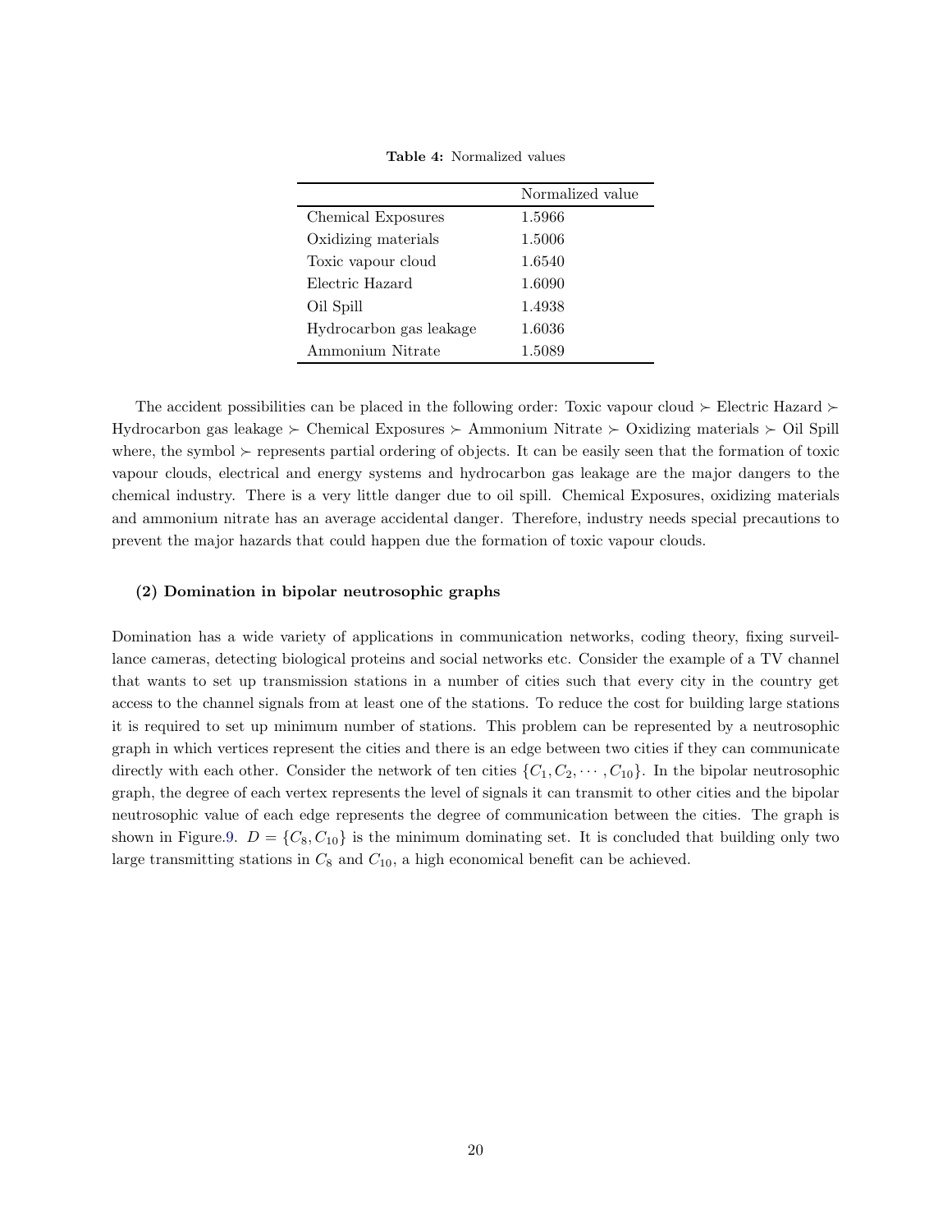**Table 4:** Normalized values

| | Normalized value |
|---|---|
| Chemical Exposures | 1.5966 |
| Oxidizing materials | 1.5006 |
| Toxic vapour cloud | 1.6540 |
| Electric Hazard | 1.6090 |
| Oil Spill | 1.4938 |
| Hydrocarbon gas leakage | 1.6036 |
| Ammonium Nitrate | 1.5089 |

The accident possibilities can be placed in the following order: Toxic vapour cloud $\succ$ Electric Hazard $\succ$ Hydrocarbon gas leakage $\succ$ Chemical Exposures $\succ$ Ammonium Nitrate $\succ$ Oxidizing materials $\succ$ Oil Spill where, the symbol $\succ$ represents partial ordering of objects. It can be easily seen that the formation of toxic vapour clouds, electrical and energy systems and hydrocarbon gas leakage are the major dangers to the chemical industry. There is a very little danger due to oil spill. Chemical Exposures, oxidizing materials and ammonium nitrate has an average accidental danger. Therefore, industry needs special precautions to prevent the major hazards that could happen due the formation of toxic vapour clouds.

**(2) Domination in bipolar neutrosophic graphs**

Domination has a wide variety of applications in communication networks, coding theory, fixing surveillance cameras, detecting biological proteins and social networks etc. Consider the example of a TV channel that wants to set up transmission stations in a number of cities such that every city in the country get access to the channel signals from at least one of the stations. To reduce the cost for building large stations it is required to set up minimum number of stations. This problem can be represented by a neutrosophic graph in which vertices represent the cities and there is an edge between two cities if they can communicate directly with each other. Consider the network of ten cities $\{C_1, C_2, \cdots, C_{10}\}$. In the bipolar neutrosophic graph, the degree of each vertex represents the level of signals it can transmit to other cities and the bipolar neutrosophic value of each edge represents the degree of communication between the cities. The graph is shown in Figure.9. $D = \{C_8, C_{10}\}$ is the minimum dominating set. It is concluded that building only two large transmitting stations in $C_8$ and $C_{10}$, a high economical benefit can be achieved.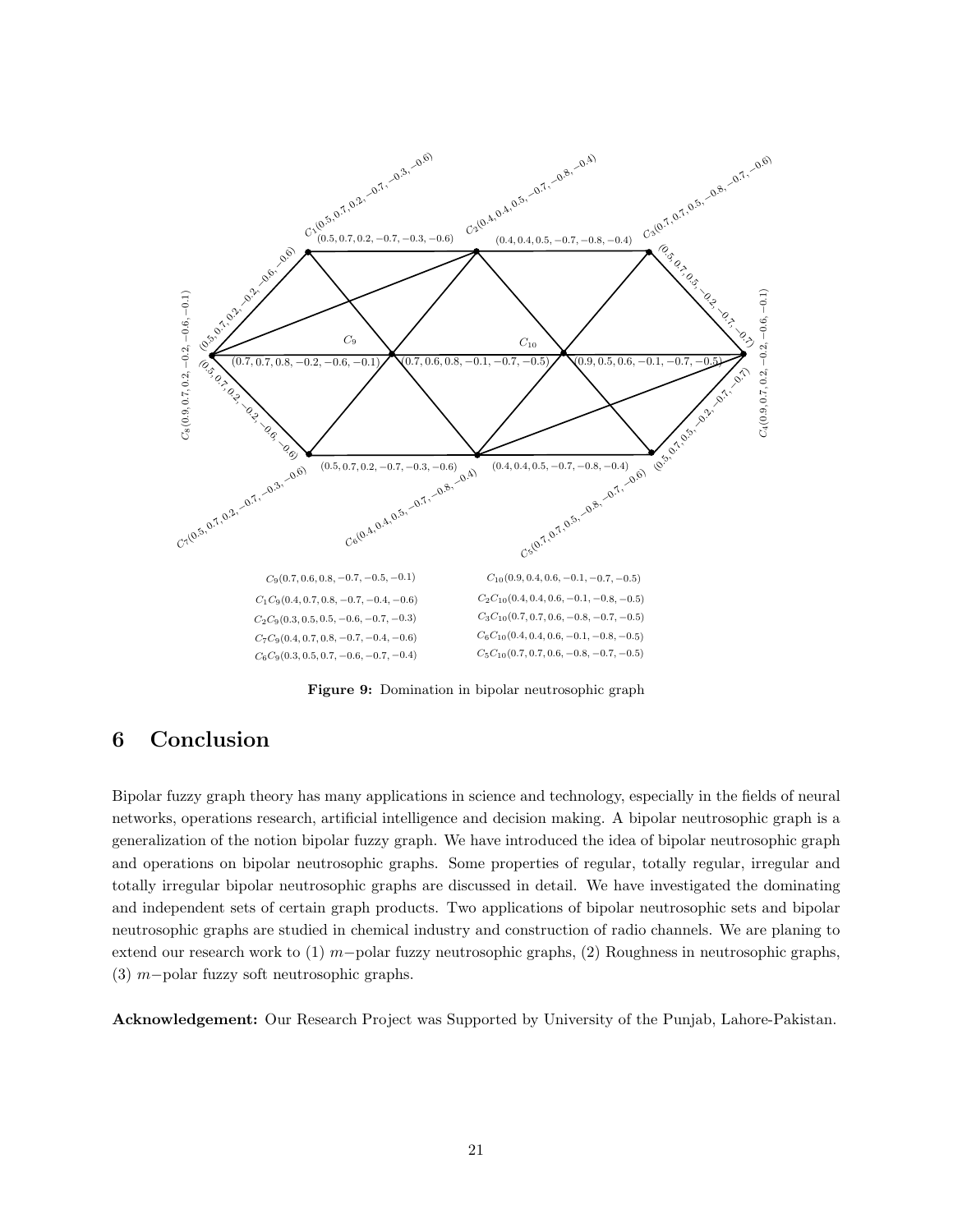$C_9(0.7, 0.6, 0.8, -0.7, -0.5, -0.1)$

$C_1C_9(0.4, 0.7, 0.8, -0.7, -0.4, -0.6)$

$C_2C_9(0.3, 0.5, 0.5, -0.6, -0.7, -0.3)$

$C_7C_9(0.4, 0.7, 0.8, -0.7, -0.4, -0.6)$

$C_6C_9(0.3, 0.5, 0.7, -0.6, -0.7, -0.4)$

$C_{10}(0.9, 0.4, 0.6, -0.1, -0.7, -0.5)$

$C_2C_{10}(0.4, 0.4, 0.6, -0.1, -0.8, -0.5)$

$C_3C_{10}(0.7, 0.7, 0.6, -0.8, -0.7, -0.5)$

$C_6C_{10}(0.4, 0.4, 0.6, -0.1, -0.8, -0.5)$

$C_5C_{10}(0.7, 0.7, 0.6, -0.8, -0.7, -0.5)$

**Figure 9:** Domination in bipolar neutrosophic graph

# 6 Conclusion

Bipolar fuzzy graph theory has many applications in science and technology, especially in the fields of neural networks, operations research, artificial intelligence and decision making. A bipolar neutrosophic graph is a generalization of the notion bipolar fuzzy graph. We have introduced the idea of bipolar neutrosophic graph and operations on bipolar neutrosophic graphs. Some properties of regular, totally regular, irregular and totally irregular bipolar neutrosophic graphs are discussed in detail. We have investigated the dominating and independent sets of certain graph products. Two applications of bipolar neutrosophic sets and bipolar neutrosophic graphs are studied in chemical industry and construction of radio channels. We are planing to extend our research work to (1) $m-$polar fuzzy neutrosophic graphs, (2) Roughness in neutrosophic graphs, (3) $m-$polar fuzzy soft neutrosophic graphs.

**Acknowledgement:** Our Research Project was Supported by University of the Punjab, Lahore-Pakistan.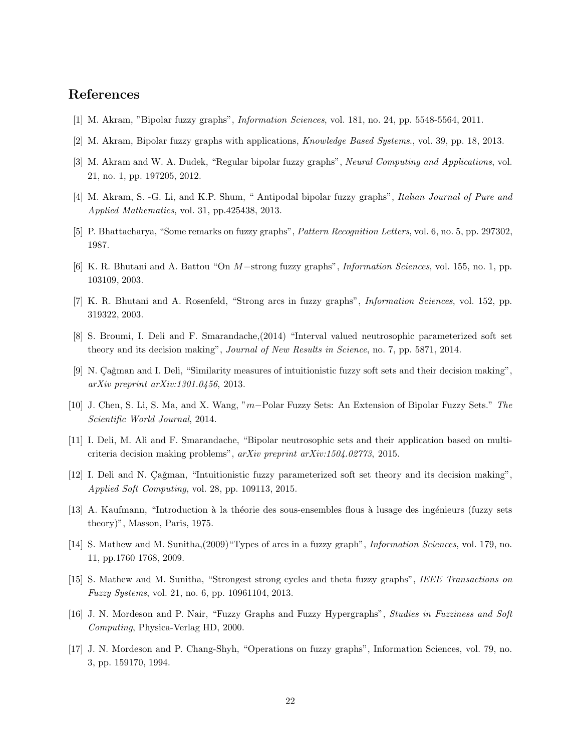## References

[1] M. Akram, "Bipolar fuzzy graphs", *Information Sciences*, vol. 181, no. 24, pp. 5548-5564, 2011.

[2] M. Akram, Bipolar fuzzy graphs with applications, *Knowledge Based Systems.*, vol. 39, pp. 18, 2013.

[3] M. Akram and W. A. Dudek, "Regular bipolar fuzzy graphs", *Neural Computing and Applications*, vol. 21, no. 1, pp. 197205, 2012.

[4] M. Akram, S. -G. Li, and K.P. Shum, " Antipodal bipolar fuzzy graphs", *Italian Journal of Pure and Applied Mathematics*, vol. 31, pp.425438, 2013.

[5] P. Bhattacharya, "Some remarks on fuzzy graphs", *Pattern Recognition Letters*, vol. 6, no. 5, pp. 297302, 1987.

[6] K. R. Bhutani and A. Battou "On $M-$strong fuzzy graphs", *Information Sciences*, vol. 155, no. 1, pp. 103109, 2003.

[7] K. R. Bhutani and A. Rosenfeld, "Strong arcs in fuzzy graphs", *Information Sciences*, vol. 152, pp. 319322, 2003.

[8] S. Broumi, I. Deli and F. Smarandache,(2014) "Interval valued neutrosophic parameterized soft set theory and its decision making", *Journal of New Results in Science*, no. 7, pp. 5871, 2014.

[9] N. Çağman and I. Deli, "Similarity measures of intuitionistic fuzzy soft sets and their decision making", *arXiv preprint arXiv:1301.0456*, 2013.

[10] J. Chen, S. Li, S. Ma, and X. Wang, "$m-$Polar Fuzzy Sets: An Extension of Bipolar Fuzzy Sets." *The Scientific World Journal*, 2014.

[11] I. Deli, M. Ali and F. Smarandache, "Bipolar neutrosophic sets and their application based on multi-criteria decision making problems", *arXiv preprint arXiv:1504.02773*, 2015.

[12] I. Deli and N. Çağman, "Intuitionistic fuzzy parameterized soft set theory and its decision making", *Applied Soft Computing*, vol. 28, pp. 109113, 2015.

[13] A. Kaufmann, "Introduction à la théorie des sous-ensembles flous à lusage des ingénieurs (fuzzy sets theory)", Masson, Paris, 1975.

[14] S. Mathew and M. Sunitha,(2009)"Types of arcs in a fuzzy graph", *Information Sciences*, vol. 179, no. 11, pp.1760 1768, 2009.

[15] S. Mathew and M. Sunitha, "Strongest strong cycles and theta fuzzy graphs", *IEEE Transactions on Fuzzy Systems*, vol. 21, no. 6, pp. 10961104, 2013.

[16] J. N. Mordeson and P. Nair, "Fuzzy Graphs and Fuzzy Hypergraphs", *Studies in Fuzziness and Soft Computing*, Physica-Verlag HD, 2000.

[17] J. N. Mordeson and P. Chang-Shyh, "Operations on fuzzy graphs", Information Sciences, vol. 79, no. 3, pp. 159170, 1994.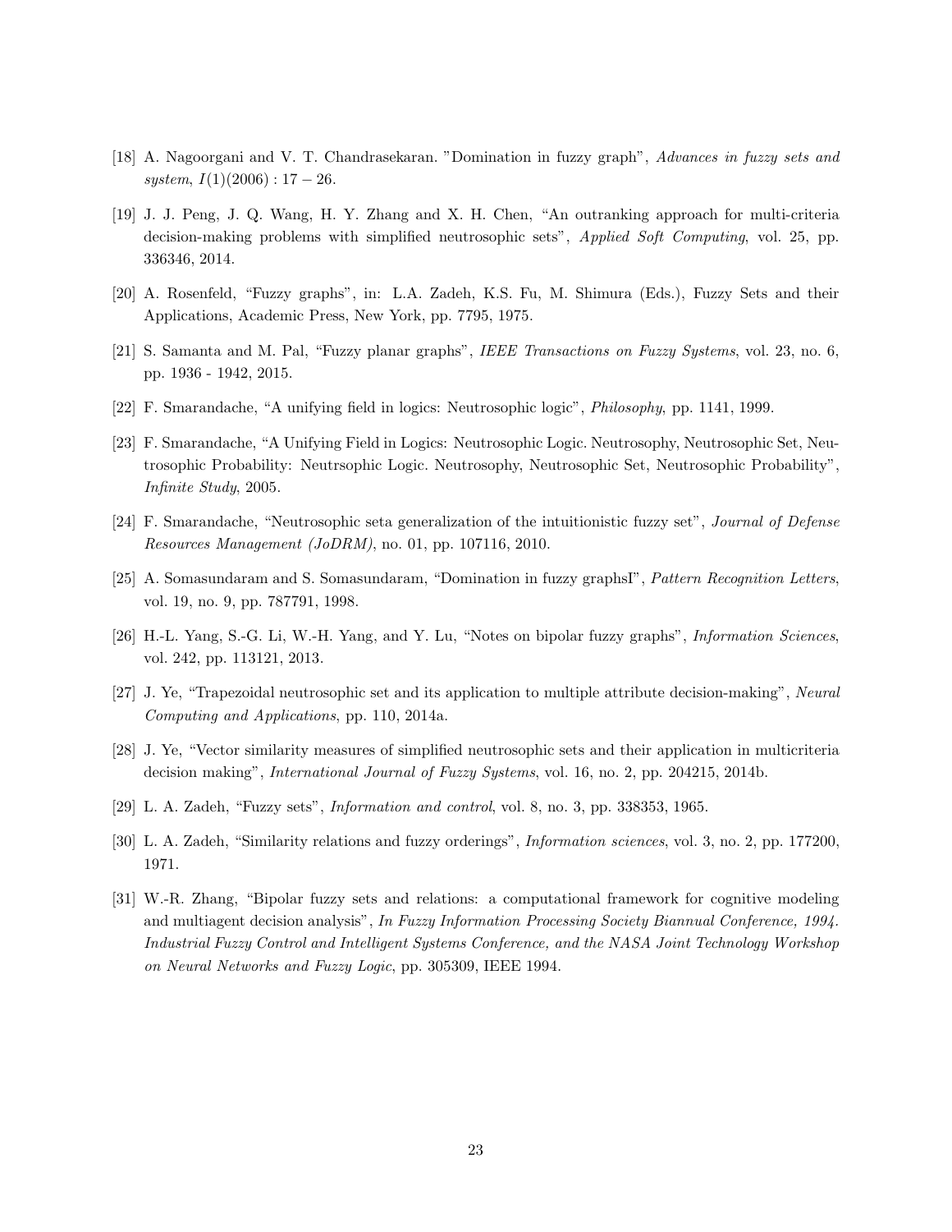[18] A. Nagoorgani and V. T. Chandrasekaran. "Domination in fuzzy graph", *Advances in fuzzy sets and system*, $I(1)(2006) : 17 - 26$.

[19] J. J. Peng, J. Q. Wang, H. Y. Zhang and X. H. Chen, "An outranking approach for multi-criteria decision-making problems with simplified neutrosophic sets", *Applied Soft Computing*, vol. 25, pp. 336346, 2014.

[20] A. Rosenfeld, "Fuzzy graphs", in: L.A. Zadeh, K.S. Fu, M. Shimura (Eds.), Fuzzy Sets and their Applications, Academic Press, New York, pp. 7795, 1975.

[21] S. Samanta and M. Pal, "Fuzzy planar graphs", *IEEE Transactions on Fuzzy Systems*, vol. 23, no. 6, pp. 1936 - 1942, 2015.

[22] F. Smarandache, "A unifying field in logics: Neutrosophic logic", *Philosophy*, pp. 1141, 1999.

[23] F. Smarandache, "A Unifying Field in Logics: Neutrosophic Logic. Neutrosophy, Neutrosophic Set, Neutrosophic Probability: Neutrsophic Logic. Neutrosophy, Neutrosophic Set, Neutrosophic Probability", *Infinite Study*, 2005.

[24] F. Smarandache, "Neutrosophic seta generalization of the intuitionistic fuzzy set", *Journal of Defense Resources Management (JoDRM)*, no. 01, pp. 107116, 2010.

[25] A. Somasundaram and S. Somasundaram, "Domination in fuzzy graphsI", *Pattern Recognition Letters*, vol. 19, no. 9, pp. 787791, 1998.

[26] H.-L. Yang, S.-G. Li, W.-H. Yang, and Y. Lu, "Notes on bipolar fuzzy graphs", *Information Sciences*, vol. 242, pp. 113121, 2013.

[27] J. Ye, "Trapezoidal neutrosophic set and its application to multiple attribute decision-making", *Neural Computing and Applications*, pp. 110, 2014a.

[28] J. Ye, "Vector similarity measures of simplified neutrosophic sets and their application in multicriteria decision making", *International Journal of Fuzzy Systems*, vol. 16, no. 2, pp. 204215, 2014b.

[29] L. A. Zadeh, "Fuzzy sets", *Information and control*, vol. 8, no. 3, pp. 338353, 1965.

[30] L. A. Zadeh, "Similarity relations and fuzzy orderings", *Information sciences*, vol. 3, no. 2, pp. 177200, 1971.

[31] W.-R. Zhang, "Bipolar fuzzy sets and relations: a computational framework for cognitive modeling and multiagent decision analysis", *In Fuzzy Information Processing Society Biannual Conference, 1994. Industrial Fuzzy Control and Intelligent Systems Conference, and the NASA Joint Technology Workshop on Neural Networks and Fuzzy Logic*, pp. 305309, IEEE 1994.